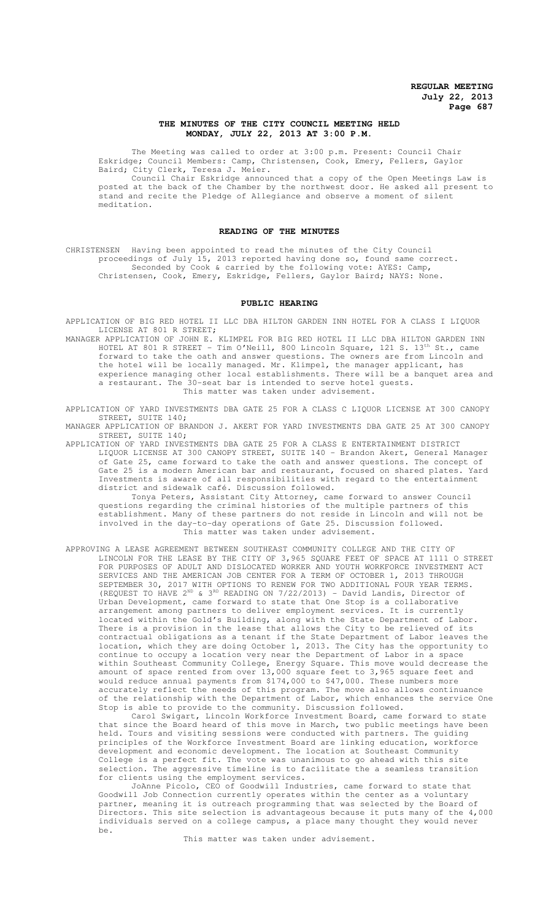## THE MINUTES OF THE CITY COUNCIL MEETING HELD MONDAY, JULY 22, 2013 AT 3:00 P.M.

The Meeting was called to order at 3:00 p.m. Present: Council Chair Eskridge; Council Members: Camp, Christensen, Cook, Emery, Fellers, Gaylor Baird; City Clerk, Teresa J. Meier.

Council Chair Eskridge announced that a copy of the Open Meetings Law is posted at the back of the Chamber by the northwest door. He asked all present to stand and recite the Pledge of Allegiance and observe a moment of silent meditation.

## READING OF THE MINUTES

CHRISTENSEN Having been appointed to read the minutes of the City Council proceedings of July 15, 2013 reported having done so, found same correct.

Seconded by Cook & carried by the following vote: AYES: Camp, Christensen, Cook, Emery, Eskridge, Fellers, Gaylor Baird; NAYS: None.

## PUBLIC HEARING

APPLICATION OF BIG RED HOTEL II LLC DBA HILTON GARDEN INN HOTEL FOR A CLASS I LIQUOR LICENSE AT 801 R STREET;

MANAGER APPLICATION OF JOHN E. KLIMPEL FOR BIG RED HOTEL II LLC DBA HILTON GARDEN INN HOTEL AT 801 R STREET - Tim O'Neill, 800 Lincoln Square, 121 S. 13th St., came forward to take the oath and answer questions. The owners are from Lincoln and the hotel will be locally managed. Mr. Klimpel, the manager applicant, has experience managing other local establishments. There will be a banquet area and a restaurant. The 30-seat bar is intended to serve hotel guests.

This matter was taken under advisement.

APPLICATION OF YARD INVESTMENTS DBA GATE 25 FOR A CLASS C LIQUOR LICENSE AT 300 CANOPY STREET, SUITE 140;

MANAGER APPLICATION OF BRANDON J. AKERT FOR YARD INVESTMENTS DBA GATE 25 AT 300 CANOPY STREET, SUITE 140;

APPLICATION OF YARD INVESTMENTS DBA GATE 25 FOR A CLASS E ENTERTAINMENT DISTRICT LIQUOR LICENSE AT 300 CANOPY STREET, SUITE 140 - Brandon Akert, General Manager of Gate 25, came forward to take the oath and answer questions. The concept of Gate 25 is a modern American bar and restaurant, focused on shared plates. Yard Investments is aware of all responsibilities with regard to the entertainment district and sidewalk café. Discussion followed.

Tonya Peters, Assistant City Attorney, came forward to answer Council questions regarding the criminal histories of the multiple partners of this establishment. Many of these partners do not reside in Lincoln and will not be involved in the day-to-day operations of Gate 25. Discussion followed.

This matter was taken under advisement.

APPROVING A LEASE AGREEMENT BETWEEN SOUTHEAST COMMUNITY COLLEGE AND THE CITY OF LINCOLN FOR THE LEASE BY THE CITY OF 3,965 SQUARE FEET OF SPACE AT 1111 O STREET FOR PURPOSES OF ADULT AND DISLOCATED WORKER AND YOUTH WORKFORCE INVESTMENT ACT SERVICES AND THE AMERICAN JOB CENTER FOR A TERM OF OCTOBER 1, 2013 THROUGH SEPTEMBER 30, 2017 WITH OPTIONS TO RENEW FOR TWO ADDITIONAL FOUR YEAR TERMS. (REQUEST TO HAVE 2ND & 3RD READING ON 7/22/2013) - David Landis, Director of Urban Development, came forward to state that One Stop is a collaborative arrangement among partners to deliver employment services. It is currently located within the Gold's Building, along with the State Department of Labor. There is a provision in the lease that allows the City to be relieved of its contractual obligations as a tenant if the State Department of Labor leaves the location, which they are doing October 1, 2013. The City has the opportunity to continue to occupy a location very near the Department of Labor in a space within Southeast Community College, Energy Square. This move would decrease the amount of space rented from over 13,000 square feet to 3,965 square feet and would reduce annual payments from $174,000 to $47,000. These numbers more accurately reflect the needs of this program. The move also allows continuance of the relationship with the Department of Labor, which enhances the service One Stop is able to provide to the community. Discussion followed.

Carol Swigart, Lincoln Workforce Investment Board, came forward to state that since the Board heard of this move in March, two public meetings have been held. Tours and visiting sessions were conducted with partners. The guiding principles of the Workforce Investment Board are linking education, workforce development and economic development. The location at Southeast Community College is a perfect fit. The vote was unanimous to go ahead with this site selection. The aggressive timeline is to facilitate the a seamless transition for clients using the employment services.

JoAnne Picolo, CEO of Goodwill Industries, came forward to state that Goodwill Job Connection currently operates within the center as a voluntary partner, meaning it is outreach programming that was selected by the Board of Directors. This site selection is advantageous because it puts many of the 4,000 individuals served on a college campus, a place many thought they would never be.

This matter was taken under advisement.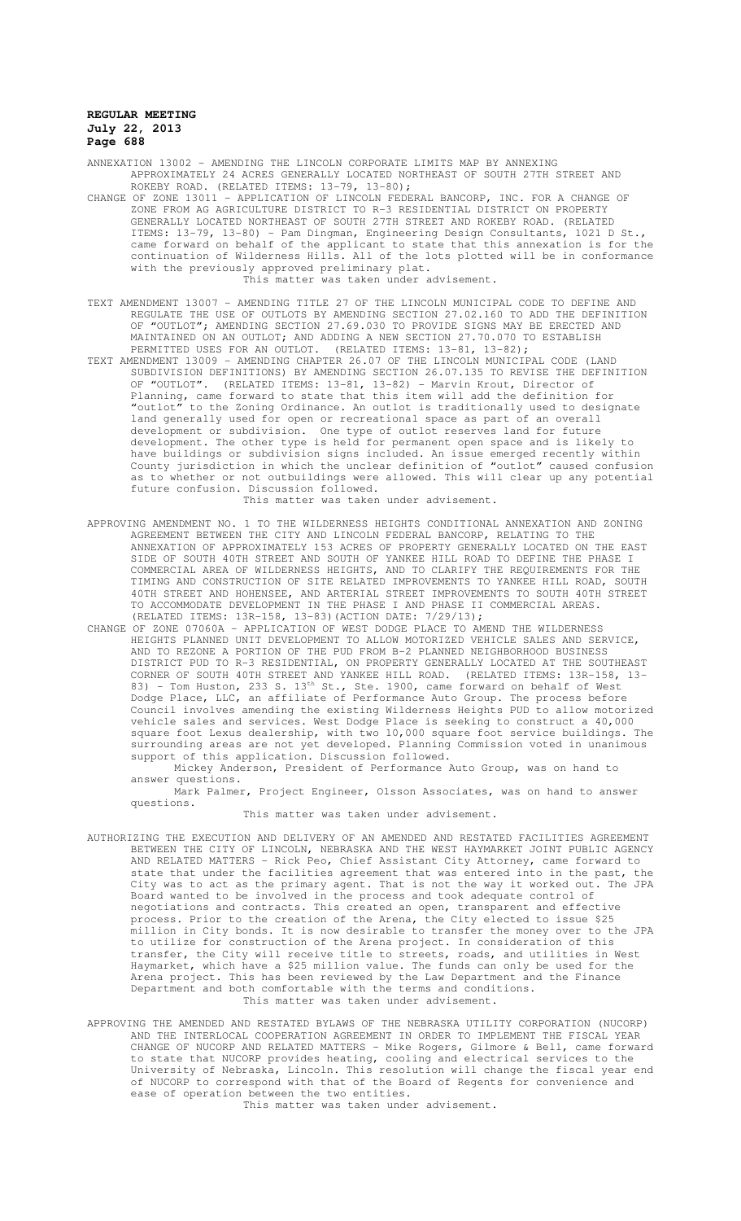ANNEXATION 13002 – AMENDING THE LINCOLN CORPORATE LIMITS MAP BY ANNEXING APPROXIMATELY 24 ACRES GENERALLY LOCATED NORTHEAST OF SOUTH 27TH STREET AND ROKEBY ROAD. (RELATED ITEMS: 13-79, 13-80);

CHANGE OF ZONE 13011 – APPLICATION OF LINCOLN FEDERAL BANCORP, INC. FOR A CHANGE OF ZONE FROM AG AGRICULTURE DISTRICT TO R-3 RESIDENTIAL DISTRICT ON PROPERTY GENERALLY LOCATED NORTHEAST OF SOUTH 27TH STREET AND ROKEBY ROAD. (RELATED ITEMS: 13-79, 13-80) - Pam Dingman, Engineering Design Consultants, 1021 D St., came forward on behalf of the applicant to state that this annexation is for the continuation of Wilderness Hills. All of the lots plotted will be in conformance with the previously approved preliminary plat.

This matter was taken under advisement.

TEXT AMENDMENT 13007 – AMENDING TITLE 27 OF THE LINCOLN MUNICIPAL CODE TO DEFINE AND REGULATE THE USE OF OUTLOTS BY AMENDING SECTION 27.02.160 TO ADD THE DEFINITION OF "OUTLOT"; AMENDING SECTION 27.69.030 TO PROVIDE SIGNS MAY BE ERECTED AND MAINTAINED ON AN OUTLOT; AND ADDING A NEW SECTION 27.70.070 TO ESTABLISH PERMITTED USES FOR AN OUTLOT. (RELATED ITEMS: 13-81, 13-82);

TEXT AMENDMENT 13009 – AMENDING CHAPTER 26.07 OF THE LINCOLN MUNICIPAL CODE (LAND SUBDIVISION DEFINITIONS) BY AMENDING SECTION 26.07.135 TO REVISE THE DEFINITION OF "OUTLOT". (RELATED ITEMS: 13-81, 13-82) - Marvin Krout, Director of Planning, came forward to state that this item will add the definition for "outlot" to the Zoning Ordinance. An outlot is traditionally used to designate land generally used for open or recreational space as part of an overall development or subdivision. One type of outlot reserves land for future development. The other type is held for permanent open space and is likely to have buildings or subdivision signs included. An issue emerged recently within County jurisdiction in which the unclear definition of "outlot" caused confusion as to whether or not outbuildings were allowed. This will clear up any potential future confusion. Discussion followed.

This matter was taken under advisement.

APPROVING AMENDMENT NO. 1 TO THE WILDERNESS HEIGHTS CONDITIONAL ANNEXATION AND ZONING AGREEMENT BETWEEN THE CITY AND LINCOLN FEDERAL BANCORP, RELATING TO THE ANNEXATION OF APPROXIMATELY 153 ACRES OF PROPERTY GENERALLY LOCATED ON THE EAST SIDE OF SOUTH 40TH STREET AND SOUTH OF YANKEE HILL ROAD TO DEFINE THE PHASE I COMMERCIAL AREA OF WILDERNESS HEIGHTS, AND TO CLARIFY THE REQUIREMENTS FOR THE TIMING AND CONSTRUCTION OF SITE RELATED IMPROVEMENTS TO YANKEE HILL ROAD, SOUTH 40TH STREET AND HOHENSEE, AND ARTERIAL STREET IMPROVEMENTS TO SOUTH 40TH STREET TO ACCOMMODATE DEVELOPMENT IN THE PHASE I AND PHASE II COMMERCIAL AREAS. (RELATED ITEMS: 13R-158, 13-83)(ACTION DATE: 7/29/13);

CHANGE OF ZONE 07060A – APPLICATION OF WEST DODGE PLACE TO AMEND THE WILDERNESS HEIGHTS PLANNED UNIT DEVELOPMENT TO ALLOW MOTORIZED VEHICLE SALES AND SERVICE, AND TO REZONE A PORTION OF THE PUD FROM B-2 PLANNED NEIGHBORHOOD BUSINESS DISTRICT PUD TO R-3 RESIDENTIAL, ON PROPERTY GENERALLY LOCATED AT THE SOUTHEAST CORNER OF SOUTH 40TH STREET AND YANKEE HILL ROAD. (RELATED ITEMS: 13R-158, 13-83) - Tom Huston, 233 S. 13th St., Ste. 1900, came forward on behalf of West Dodge Place, LLC, an affiliate of Performance Auto Group. The process before Council involves amending the existing Wilderness Heights PUD to allow motorized vehicle sales and services. West Dodge Place is seeking to construct a 40,000 square foot Lexus dealership, with two 10,000 square foot service buildings. The surrounding areas are not yet developed. Planning Commission voted in unanimous support of this application. Discussion followed.

Mickey Anderson, President of Performance Auto Group, was on hand to answer questions.

Mark Palmer, Project Engineer, Olsson Associates, was on hand to answer questions.

This matter was taken under advisement.

AUTHORIZING THE EXECUTION AND DELIVERY OF AN AMENDED AND RESTATED FACILITIES AGREEMENT BETWEEN THE CITY OF LINCOLN, NEBRASKA AND THE WEST HAYMARKET JOINT PUBLIC AGENCY AND RELATED MATTERS - Rick Peo, Chief Assistant City Attorney, came forward to state that under the facilities agreement that was entered into in the past, the City was to act as the primary agent. That is not the way it worked out. The JPA Board wanted to be involved in the process and took adequate control of negotiations and contracts. This created an open, transparent and effective process. Prior to the creation of the Arena, the City elected to issue $25 million in City bonds. It is now desirable to transfer the money over to the JPA to utilize for construction of the Arena project. In consideration of this transfer, the City will receive title to streets, roads, and utilities in West Haymarket, which have a $25 million value. The funds can only be used for the Arena project. This has been reviewed by the Law Department and the Finance Department and both comfortable with the terms and conditions.

This matter was taken under advisement.

APPROVING THE AMENDED AND RESTATED BYLAWS OF THE NEBRASKA UTILITY CORPORATION (NUCORP) AND THE INTERLOCAL COOPERATION AGREEMENT IN ORDER TO IMPLEMENT THE FISCAL YEAR CHANGE OF NUCORP AND RELATED MATTERS - Mike Rogers, Gilmore & Bell, came forward to state that NUCORP provides heating, cooling and electrical services to the University of Nebraska, Lincoln. This resolution will change the fiscal year end of NUCORP to correspond with that of the Board of Regents for convenience and ease of operation between the two entities.

This matter was taken under advisement.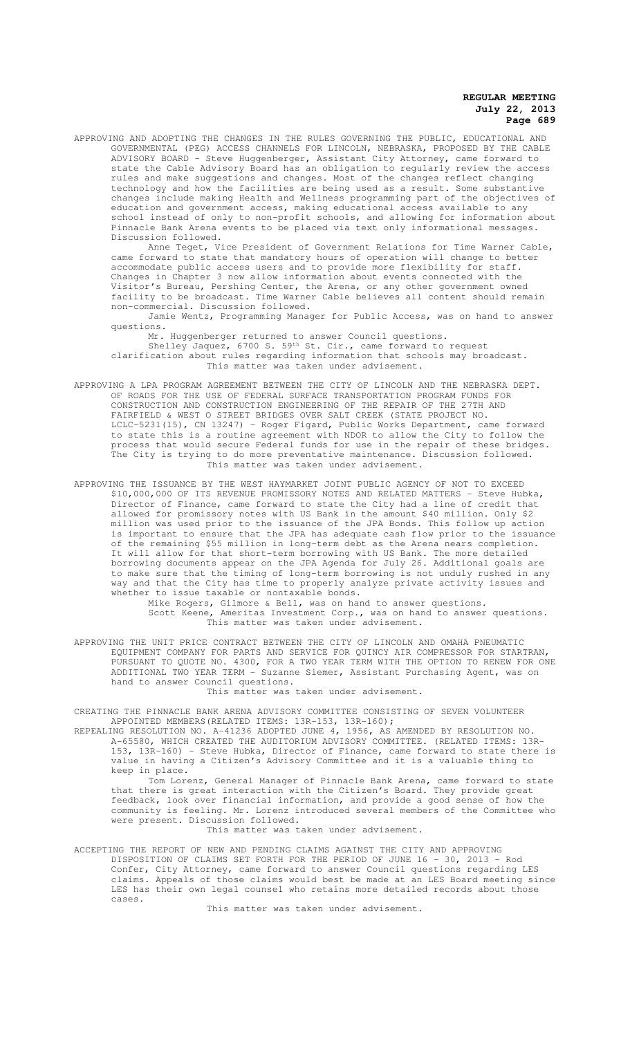APPROVING AND ADOPTING THE CHANGES IN THE RULES GOVERNING THE PUBLIC, EDUCATIONAL AND GOVERNMENTAL (PEG) ACCESS CHANNELS FOR LINCOLN, NEBRASKA, PROPOSED BY THE CABLE ADVISORY BOARD - Steve Huggenberger, Assistant City Attorney, came forward to state the Cable Advisory Board has an obligation to regularly review the access rules and make suggestions and changes. Most of the changes reflect changing technology and how the facilities are being used as a result. Some substantive changes include making Health and Wellness programming part of the objectives of education and government access, making educational access available to any school instead of only to non-profit schools, and allowing for information about Pinnacle Bank Arena events to be placed via text only informational messages. Discussion followed.

Anne Teget, Vice President of Government Relations for Time Warner Cable, came forward to state that mandatory hours of operation will change to better accommodate public access users and to provide more flexibility for staff. Changes in Chapter 3 now allow information about events connected with the Visitor's Bureau, Pershing Center, the Arena, or any other government owned facility to be broadcast. Time Warner Cable believes all content should remain non-commercial. Discussion followed.

Jamie Wentz, Programming Manager for Public Access, was on hand to answer questions.

Mr. Huggenberger returned to answer Council questions.

Shelley Jaquez, 6700 S. 59th St. Cir., came forward to request clarification about rules regarding information that schools may broadcast.

This matter was taken under advisement.

APPROVING A LPA PROGRAM AGREEMENT BETWEEN THE CITY OF LINCOLN AND THE NEBRASKA DEPT. OF ROADS FOR THE USE OF FEDERAL SURFACE TRANSPORTATION PROGRAM FUNDS FOR CONSTRUCTION AND CONSTRUCTION ENGINEERING OF THE REPAIR OF THE 27TH AND FAIRFIELD & WEST O STREET BRIDGES OVER SALT CREEK (STATE PROJECT NO. LCLC-5231(15), CN 13247) - Roger Figard, Public Works Department, came forward to state this is a routine agreement with NDOR to allow the City to follow the process that would secure Federal funds for use in the repair of these bridges. The City is trying to do more preventative maintenance. Discussion followed.

This matter was taken under advisement.

APPROVING THE ISSUANCE BY THE WEST HAYMARKET JOINT PUBLIC AGENCY OF NOT TO EXCEED $10,000,000 OF ITS REVENUE PROMISSORY NOTES AND RELATED MATTERS - Steve Hubka, Director of Finance, came forward to state the City had a line of credit that allowed for promissory notes with US Bank in the amount $40 million. Only $2 million was used prior to the issuance of the JPA Bonds. This follow up action is important to ensure that the JPA has adequate cash flow prior to the issuance of the remaining $55 million in long-term debt as the Arena nears completion. It will allow for that short-term borrowing with US Bank. The more detailed borrowing documents appear on the JPA Agenda for July 26. Additional goals are to make sure that the timing of long-term borrowing is not unduly rushed in any way and that the City has time to properly analyze private activity issues and whether to issue taxable or nontaxable bonds.

Mike Rogers, Gilmore & Bell, was on hand to answer questions.

Scott Keene, Ameritas Investment Corp., was on hand to answer questions.

This matter was taken under advisement.

APPROVING THE UNIT PRICE CONTRACT BETWEEN THE CITY OF LINCOLN AND OMAHA PNEUMATIC EQUIPMENT COMPANY FOR PARTS AND SERVICE FOR QUINCY AIR COMPRESSOR FOR STARTRAN, PURSUANT TO QUOTE NO. 4300, FOR A TWO YEAR TERM WITH THE OPTION TO RENEW FOR ONE ADDITIONAL TWO YEAR TERM - Suzanne Siemer, Assistant Purchasing Agent, was on hand to answer Council questions.

This matter was taken under advisement.

CREATING THE PINNACLE BANK ARENA ADVISORY COMMITTEE CONSISTING OF SEVEN VOLUNTEER APPOINTED MEMBERS(RELATED ITEMS: 13R-153, 13R-160);

REPEALING RESOLUTION NO. A-41236 ADOPTED JUNE 4, 1956, AS AMENDED BY RESOLUTION NO. A-65580, WHICH CREATED THE AUDITORIUM ADVISORY COMMITTEE. (RELATED ITEMS: 13R-153, 13R-160) - Steve Hubka, Director of Finance, came forward to state there is value in having a Citizen's Advisory Committee and it is a valuable thing to keep in place.

Tom Lorenz, General Manager of Pinnacle Bank Arena, came forward to state that there is great interaction with the Citizen's Board. They provide great feedback, look over financial information, and provide a good sense of how the community is feeling. Mr. Lorenz introduced several members of the Committee who were present. Discussion followed.

This matter was taken under advisement.

ACCEPTING THE REPORT OF NEW AND PENDING CLAIMS AGAINST THE CITY AND APPROVING DISPOSITION OF CLAIMS SET FORTH FOR THE PERIOD OF JUNE 16 - 30, 2013 - Rod Confer, City Attorney, came forward to answer Council questions regarding LES claims. Appeals of those claims would best be made at an LES Board meeting since LES has their own legal counsel who retains more detailed records about those cases.

This matter was taken under advisement.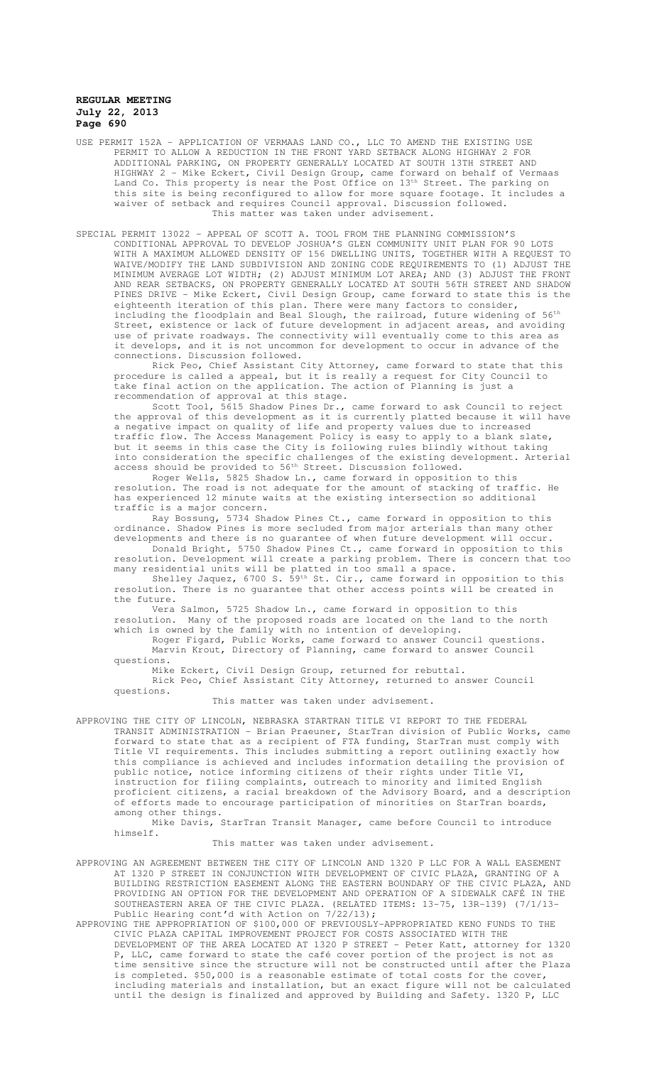USE PERMIT 152A – APPLICATION OF VERMAAS LAND CO., LLC TO AMEND THE EXISTING USE PERMIT TO ALLOW A REDUCTION IN THE FRONT YARD SETBACK ALONG HIGHWAY 2 FOR ADDITIONAL PARKING, ON PROPERTY GENERALLY LOCATED AT SOUTH 13TH STREET AND HIGHWAY 2 - Mike Eckert, Civil Design Group, came forward on behalf of Vermaas Land Co. This property is near the Post Office on 13th Street. The parking on this site is being reconfigured to allow for more square footage. It includes a waiver of setback and requires Council approval. Discussion followed.

This matter was taken under advisement.

SPECIAL PERMIT 13022 – APPEAL OF SCOTT A. TOOL FROM THE PLANNING COMMISSION'S CONDITIONAL APPROVAL TO DEVELOP JOSHUA'S GLEN COMMUNITY UNIT PLAN FOR 90 LOTS WITH A MAXIMUM ALLOWED DENSITY OF 156 DWELLING UNITS, TOGETHER WITH A REQUEST TO WAIVE/MODIFY THE LAND SUBDIVISION AND ZONING CODE REQUIREMENTS TO (1) ADJUST THE MINIMUM AVERAGE LOT WIDTH; (2) ADJUST MINIMUM LOT AREA; AND (3) ADJUST THE FRONT AND REAR SETBACKS, ON PROPERTY GENERALLY LOCATED AT SOUTH 56TH STREET AND SHADOW PINES DRIVE - Mike Eckert, Civil Design Group, came forward to state this is the eighteenth iteration of this plan. There were many factors to consider, including the floodplain and Beal Slough, the railroad, future widening of 56th Street, existence or lack of future development in adjacent areas, and avoiding use of private roadways. The connectivity will eventually come to this area as it develops, and it is not uncommon for development to occur in advance of the connections. Discussion followed.

Rick Peo, Chief Assistant City Attorney, came forward to state that this procedure is called a appeal, but it is really a request for City Council to take final action on the application. The action of Planning is just a recommendation of approval at this stage.

Scott Tool, 5615 Shadow Pines Dr., came forward to ask Council to reject the approval of this development as it is currently platted because it will have a negative impact on quality of life and property values due to increased traffic flow. The Access Management Policy is easy to apply to a blank slate, but it seems in this case the City is following rules blindly without taking into consideration the specific challenges of the existing development. Arterial access should be provided to 56th Street. Discussion followed.

Roger Wells, 5825 Shadow Ln., came forward in opposition to this resolution. The road is not adequate for the amount of stacking of traffic. He has experienced 12 minute waits at the existing intersection so additional traffic is a major concern.

Ray Bossung, 5734 Shadow Pines Ct., came forward in opposition to this ordinance. Shadow Pines is more secluded from major arterials than many other developments and there is no guarantee of when future development will occur.

Donald Bright, 5750 Shadow Pines Ct., came forward in opposition to this resolution. Development will create a parking problem. There is concern that too many residential units will be platted in too small a space.

Shelley Jaquez, 6700 S. 59th St. Cir., came forward in opposition to this resolution. There is no guarantee that other access points will be created in the future.

Vera Salmon, 5725 Shadow Ln., came forward in opposition to this resolution. Many of the proposed roads are located on the land to the north which is owned by the family with no intention of developing.

Roger Figard, Public Works, came forward to answer Council questions.

Marvin Krout, Directory of Planning, came forward to answer Council questions.

Mike Eckert, Civil Design Group, returned for rebuttal.

Rick Peo, Chief Assistant City Attorney, returned to answer Council questions.

This matter was taken under advisement.

APPROVING THE CITY OF LINCOLN, NEBRASKA STARTRAN TITLE VI REPORT TO THE FEDERAL TRANSIT ADMINISTRATION - Brian Praeuner, StarTran division of Public Works, came forward to state that as a recipient of FTA funding, StarTran must comply with Title VI requirements. This includes submitting a report outlining exactly how this compliance is achieved and includes information detailing the provision of public notice, notice informing citizens of their rights under Title VI, instruction for filing complaints, outreach to minority and limited English proficient citizens, a racial breakdown of the Advisory Board, and a description of efforts made to encourage participation of minorities on StarTran boards, among other things.

Mike Davis, StarTran Transit Manager, came before Council to introduce himself.

This matter was taken under advisement.

APPROVING AN AGREEMENT BETWEEN THE CITY OF LINCOLN AND 1320 P LLC FOR A WALL EASEMENT AT 1320 P STREET IN CONJUNCTION WITH DEVELOPMENT OF CIVIC PLAZA, GRANTING OF A BUILDING RESTRICTION EASEMENT ALONG THE EASTERN BOUNDARY OF THE CIVIC PLAZA, AND PROVIDING AN OPTION FOR THE DEVELOPMENT AND OPERATION OF A SIDEWALK CAFÉ IN THE SOUTHEASTERN AREA OF THE CIVIC PLAZA. (RELATED ITEMS: 13-75, 13R-139) (7/1/13- Public Hearing cont'd with Action on 7/22/13);

APPROVING THE APPROPRIATION OF $100,000 OF PREVIOUSLY-APPROPRIATED KENO FUNDS TO THE CIVIC PLAZA CAPITAL IMPROVEMENT PROJECT FOR COSTS ASSOCIATED WITH THE DEVELOPMENT OF THE AREA LOCATED AT 1320 P STREET - Peter Katt, attorney for 1320 P, LLC, came forward to state the café cover portion of the project is not as time sensitive since the structure will not be constructed until after the Plaza is completed. $50,000 is a reasonable estimate of total costs for the cover, including materials and installation, but an exact figure will not be calculated until the design is finalized and approved by Building and Safety. 1320 P, LLC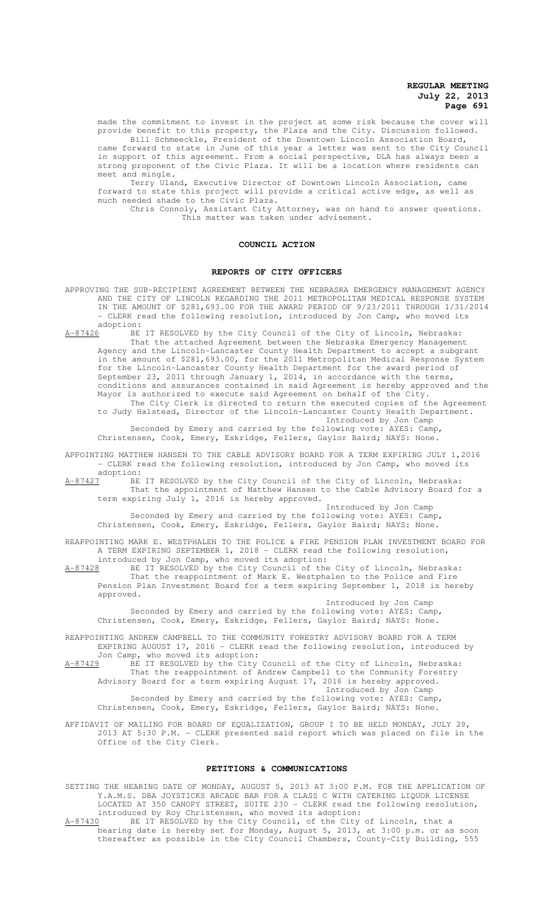made the commitment to invest in the project at some risk because the cover will provide benefit to this property, the Plaza and the City. Discussion followed.

Bill Schmeeckle, President of the Downtown Lincoln Association Board, came forward to state in June of this year a letter was sent to the City Council in support of this agreement. From a social perspective, DLA has always been a strong proponent of the Civic Plaza. It will be a location where residents can meet and mingle.

Terry Uland, Executive Director of Downtown Lincoln Association, came forward to state this project will provide a critical active edge, as well as much needed shade to the Civic Plaza.

Chris Connoly, Assistant City Attorney, was on hand to answer questions.

This matter was taken under advisement.

## COUNCIL ACTION

### REPORTS OF CITY OFFICERS

APPROVING THE SUB-RECIPIENT AGREEMENT BETWEEN THE NEBRASKA EMERGENCY MANAGEMENT AGENCY AND THE CITY OF LINCOLN REGARDING THE 2011 METROPOLITAN MEDICAL RESPONSE SYSTEM IN THE AMOUNT OF $281,693.00 FOR THE AWARD PERIOD OF 9/23/2011 THROUGH 1/31/2014 - CLERK read the following resolution, introduced by Jon Camp, who moved its adoption:

A-87426 BE IT RESOLVED by the City Council of the City of Lincoln, Nebraska:

That the attached Agreement between the Nebraska Emergency Management Agency and the Lincoln-Lancaster County Health Department to accept a subgrant in the amount of $281,693.00, for the 2011 Metropolitan Medical Response System for the Lincoln-Lancaster County Health Department for the award period of September 23, 2011 through January 1, 2014, in accordance with the terms, conditions and assurances contained in said Agreement is hereby approved and the Mayor is authorized to execute said Agreement on behalf of the City.

The City Clerk is directed to return the executed copies of the Agreement to Judy Halstead, Director of the Lincoln-Lancaster County Health Department.

Introduced by Jon Camp

Seconded by Emery and carried by the following vote: AYES: Camp, Christensen, Cook, Emery, Eskridge, Fellers, Gaylor Baird; NAYS: None.

APPOINTING MATTHEW HANSEN TO THE CABLE ADVISORY BOARD FOR A TERM EXPIRING JULY 1,2016 - CLERK read the following resolution, introduced by Jon Camp, who moved its adoption:

A-87427 BE IT RESOLVED by the City Council of the City of Lincoln, Nebraska:

That the appointment of Matthew Hansen to the Cable Advisory Board for a term expiring July 1, 2016 is hereby approved.

Introduced by Jon Camp

Seconded by Emery and carried by the following vote: AYES: Camp, Christensen, Cook, Emery, Eskridge, Fellers, Gaylor Baird; NAYS: None.

REAPPOINTING MARK E. WESTPHALEN TO THE POLICE & FIRE PENSION PLAN INVESTMENT BOARD FOR A TERM EXPIRING SEPTEMBER 1, 2018 - CLERK read the following resolution, introduced by Jon Camp, who moved its adoption:

A-87428 BE IT RESOLVED by the City Council of the City of Lincoln, Nebraska:

That the reappointment of Mark E. Westphalen to the Police and Fire Pension Plan Investment Board for a term expiring September 1, 2018 is hereby approved.

Introduced by Jon Camp

Seconded by Emery and carried by the following vote: AYES: Camp, Christensen, Cook, Emery, Eskridge, Fellers, Gaylor Baird; NAYS: None.

REAPPOINTING ANDREW CAMPBELL TO THE COMMUNITY FORESTRY ADVISORY BOARD FOR A TERM EXPIRING AUGUST 17, 2016 - CLERK read the following resolution, introduced by Jon Camp, who moved its adoption:

A-87429 BE IT RESOLVED by the City Council of the City of Lincoln, Nebraska:

That the reappointment of Andrew Campbell to the Community Forestry Advisory Board for a term expiring August 17, 2016 is hereby approved.

Introduced by Jon Camp

Seconded by Emery and carried by the following vote: AYES: Camp, Christensen, Cook, Emery, Eskridge, Fellers, Gaylor Baird; NAYS: None.

AFFIDAVIT OF MAILING FOR BOARD OF EQUALIZATION, GROUP I TO BE HELD MONDAY, JULY 29, 2013 AT 5:30 P.M. - CLERK presented said report which was placed on file in the Office of the City Clerk.

### PETITIONS & COMMUNICATIONS

SETTING THE HEARING DATE OF MONDAY, AUGUST 5, 2013 AT 3:00 P.M. FOR THE APPLICATION OF Y.A.M.S. DBA JOYSTICKS ARCADE BAR FOR A CLASS C WITH CATERING LIQUOR LICENSE LOCATED AT 350 CANOPY STREET, SUITE 230 - CLERK read the following resolution, introduced by Roy Christensen, who moved its adoption:

A-87430 BE IT RESOLVED by the City Council, of the City of Lincoln, that a hearing date is hereby set for Monday, August 5, 2013, at 3:00 p.m. or as soon thereafter as possible in the City Council Chambers, County-City Building, 555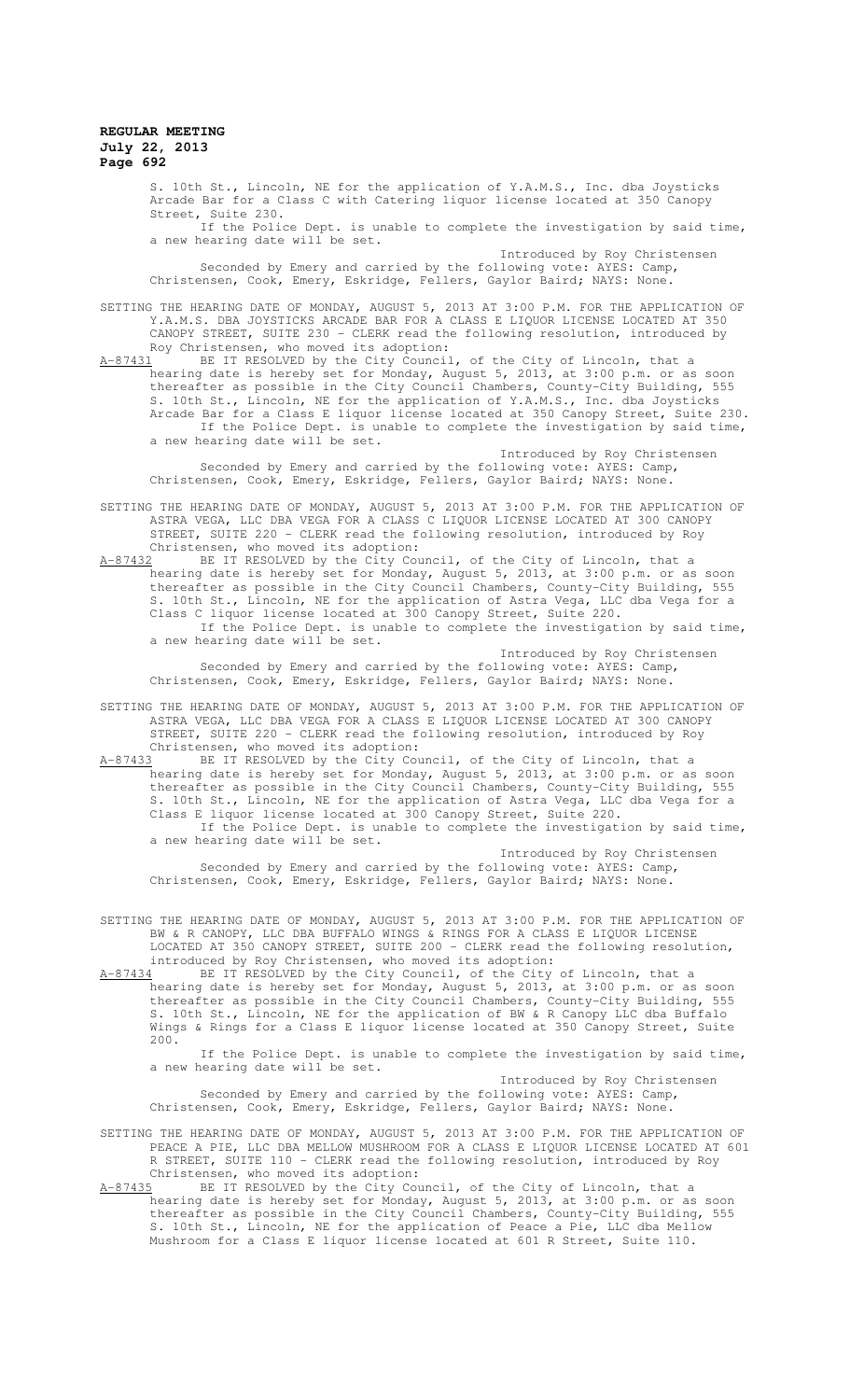S. 10th St., Lincoln, NE for the application of Y.A.M.S., Inc. dba Joysticks Arcade Bar for a Class C with Catering liquor license located at 350 Canopy Street, Suite 230.

If the Police Dept. is unable to complete the investigation by said time, a new hearing date will be set.

Introduced by Roy Christensen

Seconded by Emery and carried by the following vote: AYES: Camp, Christensen, Cook, Emery, Eskridge, Fellers, Gaylor Baird; NAYS: None.

SETTING THE HEARING DATE OF MONDAY, AUGUST 5, 2013 AT 3:00 P.M. FOR THE APPLICATION OF Y.A.M.S. DBA JOYSTICKS ARCADE BAR FOR A CLASS E LIQUOR LICENSE LOCATED AT 350 CANOPY STREET, SUITE 230 - CLERK read the following resolution, introduced by Roy Christensen, who moved its adoption:

A-87431 BE IT RESOLVED by the City Council, of the City of Lincoln, that a hearing date is hereby set for Monday, August 5, 2013, at 3:00 p.m. or as soon thereafter as possible in the City Council Chambers, County-City Building, 555 S. 10th St., Lincoln, NE for the application of Y.A.M.S., Inc. dba Joysticks Arcade Bar for a Class E liquor license located at 350 Canopy Street, Suite 230.

If the Police Dept. is unable to complete the investigation by said time, a new hearing date will be set.

Introduced by Roy Christensen

Seconded by Emery and carried by the following vote: AYES: Camp, Christensen, Cook, Emery, Eskridge, Fellers, Gaylor Baird; NAYS: None.

SETTING THE HEARING DATE OF MONDAY, AUGUST 5, 2013 AT 3:00 P.M. FOR THE APPLICATION OF ASTRA VEGA, LLC DBA VEGA FOR A CLASS C LIQUOR LICENSE LOCATED AT 300 CANOPY STREET, SUITE 220 - CLERK read the following resolution, introduced by Roy Christensen, who moved its adoption:

A-87432 BE IT RESOLVED by the City Council, of the City of Lincoln, that a hearing date is hereby set for Monday, August 5, 2013, at 3:00 p.m. or as soon thereafter as possible in the City Council Chambers, County-City Building, 555 S. 10th St., Lincoln, NE for the application of Astra Vega, LLC dba Vega for a Class C liquor license located at 300 Canopy Street, Suite 220.

If the Police Dept. is unable to complete the investigation by said time, a new hearing date will be set.

Introduced by Roy Christensen

Seconded by Emery and carried by the following vote: AYES: Camp, Christensen, Cook, Emery, Eskridge, Fellers, Gaylor Baird; NAYS: None.

SETTING THE HEARING DATE OF MONDAY, AUGUST 5, 2013 AT 3:00 P.M. FOR THE APPLICATION OF ASTRA VEGA, LLC DBA VEGA FOR A CLASS E LIQUOR LICENSE LOCATED AT 300 CANOPY STREET, SUITE 220 - CLERK read the following resolution, introduced by Roy Christensen, who moved its adoption:

A-87433 BE IT RESOLVED by the City Council, of the City of Lincoln, that a hearing date is hereby set for Monday, August 5, 2013, at 3:00 p.m. or as soon thereafter as possible in the City Council Chambers, County-City Building, 555 S. 10th St., Lincoln, NE for the application of Astra Vega, LLC dba Vega for a Class E liquor license located at 300 Canopy Street, Suite 220.

If the Police Dept. is unable to complete the investigation by said time, a new hearing date will be set.

Introduced by Roy Christensen

Seconded by Emery and carried by the following vote: AYES: Camp, Christensen, Cook, Emery, Eskridge, Fellers, Gaylor Baird; NAYS: None.

SETTING THE HEARING DATE OF MONDAY, AUGUST 5, 2013 AT 3:00 P.M. FOR THE APPLICATION OF BW & R CANOPY, LLC DBA BUFFALO WINGS & RINGS FOR A CLASS E LIQUOR LICENSE LOCATED AT 350 CANOPY STREET, SUITE 200 - CLERK read the following resolution, introduced by Roy Christensen, who moved its adoption:

A-87434 BE IT RESOLVED by the City Council, of the City of Lincoln, that a hearing date is hereby set for Monday, August 5, 2013, at 3:00 p.m. or as soon thereafter as possible in the City Council Chambers, County-City Building, 555 S. 10th St., Lincoln, NE for the application of BW & R Canopy LLC dba Buffalo Wings & Rings for a Class E liquor license located at 350 Canopy Street, Suite 200.

If the Police Dept. is unable to complete the investigation by said time, a new hearing date will be set.

Introduced by Roy Christensen

Seconded by Emery and carried by the following vote: AYES: Camp, Christensen, Cook, Emery, Eskridge, Fellers, Gaylor Baird; NAYS: None.

SETTING THE HEARING DATE OF MONDAY, AUGUST 5, 2013 AT 3:00 P.M. FOR THE APPLICATION OF PEACE A PIE, LLC DBA MELLOW MUSHROOM FOR A CLASS E LIQUOR LICENSE LOCATED AT 601 R STREET, SUITE 110 - CLERK read the following resolution, introduced by Roy Christensen, who moved its adoption:

A-87435 BE IT RESOLVED by the City Council, of the City of Lincoln, that a hearing date is hereby set for Monday, August 5, 2013, at 3:00 p.m. or as soon thereafter as possible in the City Council Chambers, County-City Building, 555 S. 10th St., Lincoln, NE for the application of Peace a Pie, LLC dba Mellow Mushroom for a Class E liquor license located at 601 R Street, Suite 110.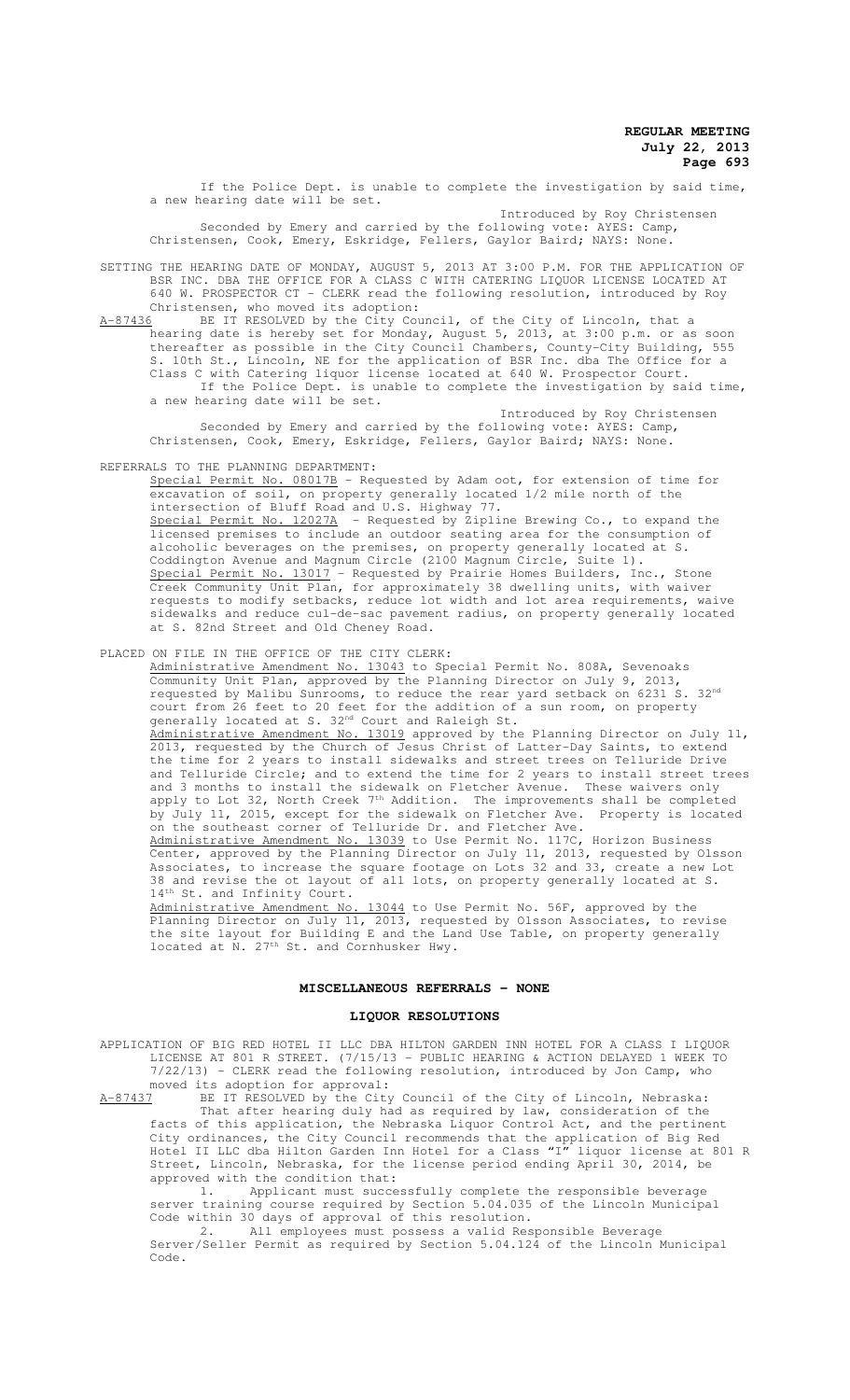If the Police Dept. is unable to complete the investigation by said time, a new hearing date will be set.

Introduced by Roy Christensen

Seconded by Emery and carried by the following vote: AYES: Camp, Christensen, Cook, Emery, Eskridge, Fellers, Gaylor Baird; NAYS: None.

SETTING THE HEARING DATE OF MONDAY, AUGUST 5, 2013 AT 3:00 P.M. FOR THE APPLICATION OF BSR INC. DBA THE OFFICE FOR A CLASS C WITH CATERING LIQUOR LICENSE LOCATED AT 640 W. PROSPECTOR CT - CLERK read the following resolution, introduced by Roy Christensen, who moved its adoption:

A-87436 BE IT RESOLVED by the City Council, of the City of Lincoln, that a hearing date is hereby set for Monday, August 5, 2013, at 3:00 p.m. or as soon thereafter as possible in the City Council Chambers, County-City Building, 555 S. 10th St., Lincoln, NE for the application of BSR Inc. dba The Office for a Class C with Catering liquor license located at 640 W. Prospector Court.

If the Police Dept. is unable to complete the investigation by said time, a new hearing date will be set.

Introduced by Roy Christensen

Seconded by Emery and carried by the following vote: AYES: Camp, Christensen, Cook, Emery, Eskridge, Fellers, Gaylor Baird; NAYS: None.

REFERRALS TO THE PLANNING DEPARTMENT:

Special Permit No. 08017B - Requested by Adam oot, for extension of time for excavation of soil, on property generally located 1/2 mile north of the intersection of Bluff Road and U.S. Highway 77.

Special Permit No. 12027A - Requested by Zipline Brewing Co., to expand the licensed premises to include an outdoor seating area for the consumption of alcoholic beverages on the premises, on property generally located at S. Coddington Avenue and Magnum Circle (2100 Magnum Circle, Suite 1).

Special Permit No. 13017 - Requested by Prairie Homes Builders, Inc., Stone Creek Community Unit Plan, for approximately 38 dwelling units, with waiver requests to modify setbacks, reduce lot width and lot area requirements, waive sidewalks and reduce cul-de-sac pavement radius, on property generally located at S. 82nd Street and Old Cheney Road.

PLACED ON FILE IN THE OFFICE OF THE CITY CLERK:

Administrative Amendment No. 13043 to Special Permit No. 808A, Sevenoaks Community Unit Plan, approved by the Planning Director on July 9, 2013, requested by Malibu Sunrooms, to reduce the rear yard setback on 6231 S. 32nd court from 26 feet to 20 feet for the addition of a sun room, on property generally located at S. 32nd Court and Raleigh St.

Administrative Amendment No. 13019 approved by the Planning Director on July 11, 2013, requested by the Church of Jesus Christ of Latter-Day Saints, to extend the time for 2 years to install sidewalks and street trees on Telluride Drive and Telluride Circle; and to extend the time for 2 years to install street trees and 3 months to install the sidewalk on Fletcher Avenue. These waivers only apply to Lot 32, North Creek 7th Addition. The improvements shall be completed by July 11, 2015, except for the sidewalk on Fletcher Ave. Property is located on the southeast corner of Telluride Dr. and Fletcher Ave.

Administrative Amendment No. 13039 to Use Permit No. 117C, Horizon Business Center, approved by the Planning Director on July 11, 2013, requested by Olsson Associates, to increase the square footage on Lots 32 and 33, create a new Lot 38 and revise the ot layout of all lots, on property generally located at S. 14th St. and Infinity Court.

Administrative Amendment No. 13044 to Use Permit No. 56F, approved by the Planning Director on July 11, 2013, requested by Olsson Associates, to revise the site layout for Building E and the Land Use Table, on property generally located at N. 27th St. and Cornhusker Hwy.

## MISCELLANEOUS REFERRALS - NONE

## LIQUOR RESOLUTIONS

APPLICATION OF BIG RED HOTEL II LLC DBA HILTON GARDEN INN HOTEL FOR A CLASS I LIQUOR LICENSE AT 801 R STREET. (7/15/13 - PUBLIC HEARING & ACTION DELAYED 1 WEEK TO 7/22/13) - CLERK read the following resolution, introduced by Jon Camp, who moved its adoption for approval:

A-87437 BE IT RESOLVED by the City Council of the City of Lincoln, Nebraska:

That after hearing duly had as required by law, consideration of the facts of this application, the Nebraska Liquor Control Act, and the pertinent City ordinances, the City Council recommends that the application of Big Red Hotel II LLC dba Hilton Garden Inn Hotel for a Class "I" liquor license at 801 R Street, Lincoln, Nebraska, for the license period ending April 30, 2014, be approved with the condition that:

1. Applicant must successfully complete the responsible beverage server training course required by Section 5.04.035 of the Lincoln Municipal Code within 30 days of approval of this resolution.
2. All employees must possess a valid Responsible Beverage Server/Seller Permit as required by Section 5.04.124 of the Lincoln Municipal Code.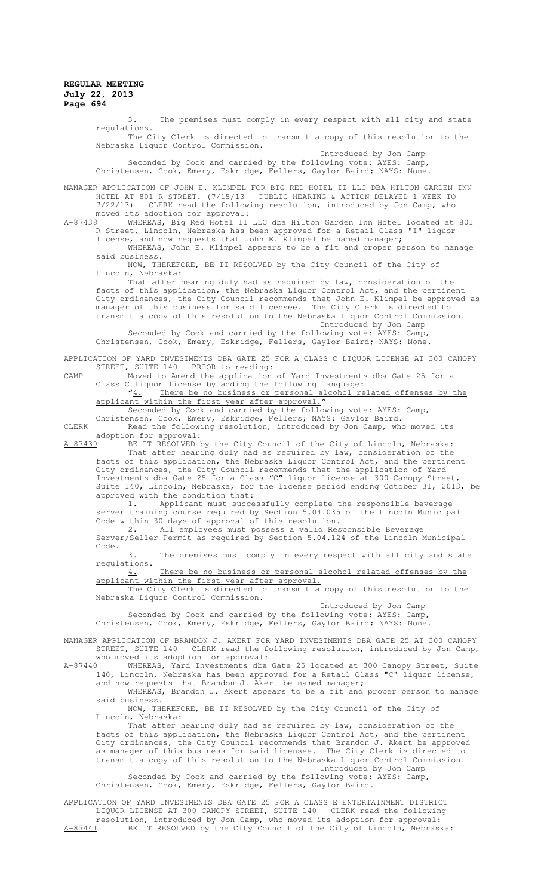3. The premises must comply in every respect with all city and state regulations.

The City Clerk is directed to transmit a copy of this resolution to the Nebraska Liquor Control Commission.

Introduced by Jon Camp

Seconded by Cook and carried by the following vote: AYES: Camp, Christensen, Cook, Emery, Eskridge, Fellers, Gaylor Baird; NAYS: None.

MANAGER APPLICATION OF JOHN E. KLIMPEL FOR BIG RED HOTEL II LLC DBA HILTON GARDEN INN HOTEL AT 801 R STREET. (7/15/13 - PUBLIC HEARING & ACTION DELAYED 1 WEEK TO 7/22/13) - CLERK read the following resolution, introduced by Jon Camp, who moved its adoption for approval:

A-87438 WHEREAS, Big Red Hotel II LLC dba Hilton Garden Inn Hotel located at 801 R Street, Lincoln, Nebraska has been approved for a Retail Class "I" liquor license, and now requests that John E. Klimpel be named manager;

WHEREAS, John E. Klimpel appears to be a fit and proper person to manage said business.

NOW, THEREFORE, BE IT RESOLVED by the City Council of the City of Lincoln, Nebraska:

That after hearing duly had as required by law, consideration of the facts of this application, the Nebraska Liquor Control Act, and the pertinent City ordinances, the City Council recommends that John E. Klimpel be approved as manager of this business for said licensee. The City Clerk is directed to transmit a copy of this resolution to the Nebraska Liquor Control Commission.

Introduced by Jon Camp

Seconded by Cook and carried by the following vote: AYES: Camp, Christensen, Cook, Emery, Eskridge, Fellers, Gaylor Baird; NAYS: None.

APPLICATION OF YARD INVESTMENTS DBA GATE 25 FOR A CLASS C LIQUOR LICENSE AT 300 CANOPY STREET, SUITE 140 - PRIOR to reading:

CAMP Moved to Amend the application of Yard Investments dba Gate 25 for a Class C liquor license by adding the following language:

"4. There be no business or personal alcohol related offenses by the applicant within the first year after approval."

Seconded by Cook and carried by the following vote: AYES: Camp, Christensen, Cook, Emery, Eskridge, Fellers; NAYS: Gaylor Baird.

CLERK Read the following resolution, introduced by Jon Camp, who moved its adoption for approval:

A-87439 BE IT RESOLVED by the City Council of the City of Lincoln, Nebraska:

That after hearing duly had as required by law, consideration of the facts of this application, the Nebraska Liquor Control Act, and the pertinent City ordinances, the City Council recommends that the application of Yard Investments dba Gate 25 for a Class "C" liquor license at 300 Canopy Street, Suite 140, Lincoln, Nebraska, for the license period ending October 31, 2013, be approved with the condition that:

1. Applicant must successfully complete the responsible beverage server training course required by Section 5.04.035 of the Lincoln Municipal Code within 30 days of approval of this resolution.

2. All employees must possess a valid Responsible Beverage Server/Seller Permit as required by Section 5.04.124 of the Lincoln Municipal Code.

3. The premises must comply in every respect with all city and state regulations.

4. There be no business or personal alcohol related offenses by the applicant within the first year after approval.

The City Clerk is directed to transmit a copy of this resolution to the Nebraska Liquor Control Commission.

Introduced by Jon Camp

Seconded by Cook and carried by the following vote: AYES: Camp, Christensen, Cook, Emery, Eskridge, Fellers, Gaylor Baird; NAYS: None.

MANAGER APPLICATION OF BRANDON J. AKERT FOR YARD INVESTMENTS DBA GATE 25 AT 300 CANOPY STREET, SUITE 140 - CLERK read the following resolution, introduced by Jon Camp, who moved its adoption for approval:

A-87440 WHEREAS, Yard Investments dba Gate 25 located at 300 Canopy Street, Suite 140, Lincoln, Nebraska has been approved for a Retail Class "C" liquor license, and now requests that Brandon J. Akert be named manager;

WHEREAS, Brandon J. Akert appears to be a fit and proper person to manage said business.

NOW, THEREFORE, BE IT RESOLVED by the City Council of the City of Lincoln, Nebraska:

That after hearing duly had as required by law, consideration of the facts of this application, the Nebraska Liquor Control Act, and the pertinent City ordinances, the City Council recommends that Brandon J. Akert be approved as manager of this business for said licensee. The City Clerk is directed to transmit a copy of this resolution to the Nebraska Liquor Control Commission.

Introduced by Jon Camp

Seconded by Cook and carried by the following vote: AYES: Camp, Christensen, Cook, Emery, Eskridge, Fellers, Gaylor Baird.

APPLICATION OF YARD INVESTMENTS DBA GATE 25 FOR A CLASS E ENTERTAINMENT DISTRICT LIQUOR LICENSE AT 300 CANOPY STREET, SUITE 140 - CLERK read the following resolution, introduced by Jon Camp, who moved its adoption for approval:

A-87441 BE IT RESOLVED by the City Council of the City of Lincoln, Nebraska: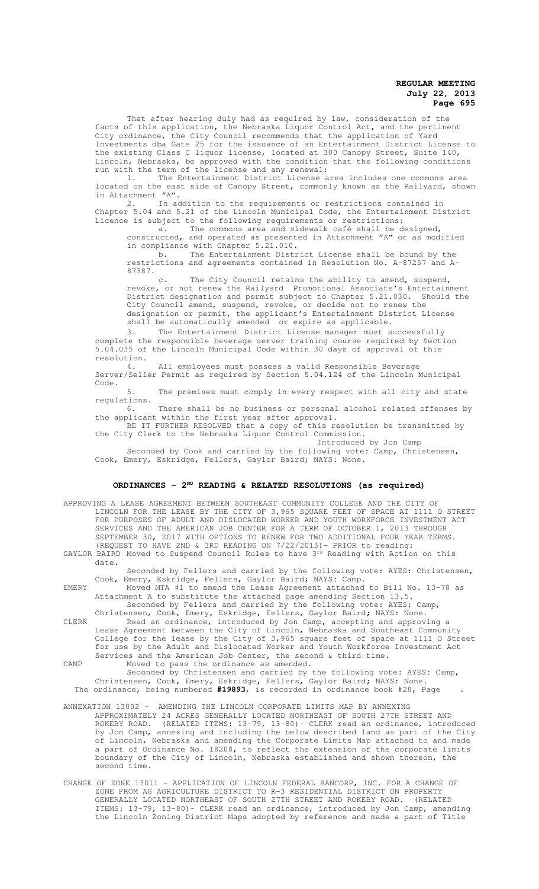That after hearing duly had as required by law, consideration of the facts of this application, the Nebraska Liquor Control Act, and the pertinent City ordinance, the City Council recommends that the application of Yard Investments dba Gate 25 for the issuance of an Entertainment District License to the existing Class C liquor license, located at 300 Canopy Street, Suite 140, Lincoln, Nebraska, be approved with the condition that the following conditions run with the term of the license and any renewal:

1. The Entertainment District License area includes one commons area located on the east side of Canopy Street, commonly known as the Railyard, shown in Attachment "A".
2. In addition to the requirements or restrictions contained in Chapter 5.04 and 5.21 of the Lincoln Municipal Code, the Entertainment District Licence is subject to the following requirements or restrictions:
   a. The commons area and sidewalk café shall be designed, constructed, and operated as presented in Attachment "A" or as modified in compliance with Chapter 5.21.010.
   b. The Entertainment District License shall be bound by the restrictions and agreements contained in Resolution No. A-87257 and A-87387.
   c. The City Council retains the ability to amend, suspend, revoke, or not renew the Railyard Promotional Associate's Entertainment District designation and permit subject to Chapter 5.21.030. Should the City Council amend, suspend, revoke, or decide not to renew the designation or permit, the applicant's Entertainment District License shall be automatically amended or expire as applicable.
3. The Entertainment District License manager must successfully complete the responsible beverage server training course required by Section 5.04.035 of the Lincoln Municipal Code within 30 days of approval of this resolution.
4. All employees must possess a valid Responsible Beverage Server/Seller Permit as required by Section 5.04.124 of the Lincoln Municipal Code.
5. The premises must comply in every respect with all city and state regulations.
6. There shall be no business or personal alcohol related offenses by the applicant within the first year after approval.

BE IT FURTHER RESOLVED that a copy of this resolution be transmitted by the City Clerk to the Nebraska Liquor Control Commission.

Introduced by Jon Camp

Seconded by Cook and carried by the following vote: Camp, Christensen, Cook, Emery, Eskridge, Fellers, Gaylor Baird; NAYS: None.

## ORDINANCES - 2ND READING & RELATED RESOLUTIONS (as required)

APPROVING A LEASE AGREEMENT BETWEEN SOUTHEAST COMMUNITY COLLEGE AND THE CITY OF LINCOLN FOR THE LEASE BY THE CITY OF 3,965 SQUARE FEET OF SPACE AT 1111 O STREET FOR PURPOSES OF ADULT AND DISLOCATED WORKER AND YOUTH WORKFORCE INVESTMENT ACT SERVICES AND THE AMERICAN JOB CENTER FOR A TERM OF OCTOBER 1, 2013 THROUGH SEPTEMBER 30, 2017 WITH OPTIONS TO RENEW FOR TWO ADDITIONAL FOUR YEAR TERMS. (REQUEST TO HAVE 2ND & 3RD READING ON 7/22/2013)- PRIOR to reading:

GAYLOR BAIRD Moved to Suspend Council Rules to have 3rd Reading with Action on this date.

Seconded by Fellers and carried by the following vote: AYES: Christensen, Cook, Emery, Eskridge, Fellers, Gaylor Baird; NAYS: Camp.

EMERY Moved MTA #1 to amend the Lease Agreement attached to Bill No. 13-78 as Attachment A to substitute the attached page amending Section 13.5.

Seconded by Fellers and carried by the following vote: AYES: Camp, Christensen, Cook, Emery, Eskridge, Fellers, Gaylor Baird; NAYS: None.

CLERK Read an ordinance, introduced by Jon Camp, accepting and approving a Lease Agreement between the City of Lincoln, Nebraska and Southeast Community College for the lease by the City of 3,965 square feet of space at 1111 O Street for use by the Adult and Dislocated Worker and Youth Workforce Investment Act Services and the American Job Center, the second & third time.

CAMP Moved to pass the ordinance as amended.

Seconded by Christensen and carried by the following vote: AYES: Camp, Christensen, Cook, Emery, Eskridge, Fellers, Gaylor Baird; NAYS: None.

The ordinance, being numbered **#19893**, is recorded in ordinance book #28, Page .

ANNEXATION 13002 - AMENDING THE LINCOLN CORPORATE LIMITS MAP BY ANNEXING APPROXIMATELY 24 ACRES GENERALLY LOCATED NORTHEAST OF SOUTH 27TH STREET AND ROKEBY ROAD. (RELATED ITEMS: 13-79, 13-80)- CLERK read an ordinance, introduced by Jon Camp, annexing and including the below described land as part of the City of Lincoln, Nebraska and amending the Corporate Limits Map attached to and made a part of Ordinance No. 18208, to reflect the extension of the corporate limits boundary of the City of Lincoln, Nebraska established and shown thereon, the second time.

CHANGE OF ZONE 13011 - APPLICATION OF LINCOLN FEDERAL BANCORP, INC. FOR A CHANGE OF ZONE FROM AG AGRICULTURE DISTRICT TO R-3 RESIDENTIAL DISTRICT ON PROPERTY GENERALLY LOCATED NORTHEAST OF SOUTH 27TH STREET AND ROKEBY ROAD. (RELATED ITEMS: 13-79, 13-80)- CLERK read an ordinance, introduced by Jon Camp, amending the Lincoln Zoning District Maps adopted by reference and made a part of Title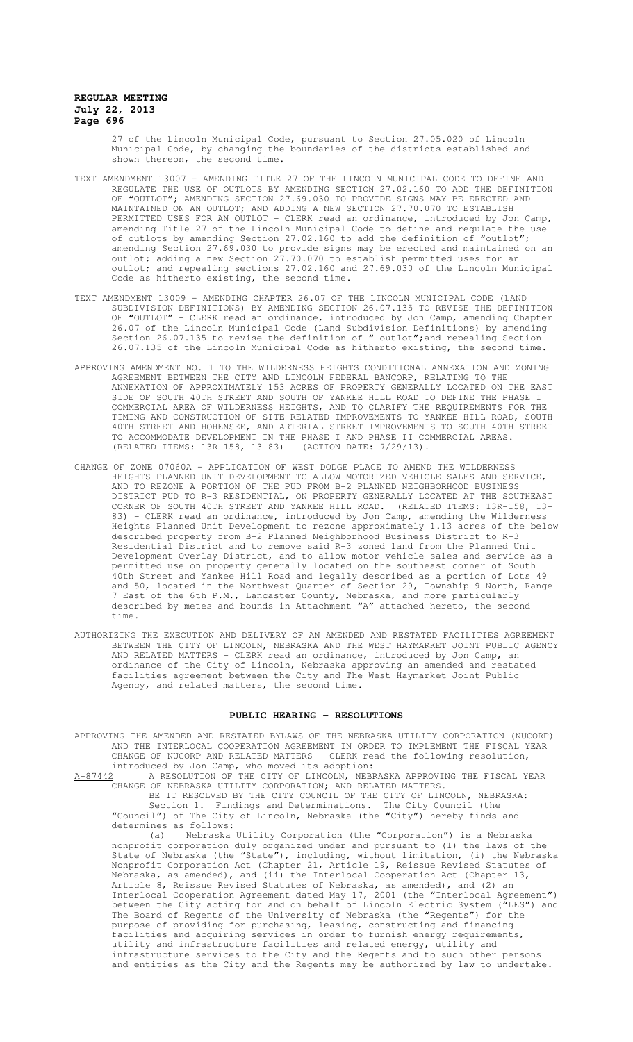27 of the Lincoln Municipal Code, pursuant to Section 27.05.020 of Lincoln Municipal Code, by changing the boundaries of the districts established and shown thereon, the second time.

TEXT AMENDMENT 13007 – AMENDING TITLE 27 OF THE LINCOLN MUNICIPAL CODE TO DEFINE AND REGULATE THE USE OF OUTLOTS BY AMENDING SECTION 27.02.160 TO ADD THE DEFINITION OF "OUTLOT"; AMENDING SECTION 27.69.030 TO PROVIDE SIGNS MAY BE ERECTED AND MAINTAINED ON AN OUTLOT; AND ADDING A NEW SECTION 27.70.070 TO ESTABLISH PERMITTED USES FOR AN OUTLOT - CLERK read an ordinance, introduced by Jon Camp, amending Title 27 of the Lincoln Municipal Code to define and regulate the use of outlots by amending Section 27.02.160 to add the definition of "outlot"; amending Section 27.69.030 to provide signs may be erected and maintained on an outlot; adding a new Section 27.70.070 to establish permitted uses for an outlot; and repealing sections 27.02.160 and 27.69.030 of the Lincoln Municipal Code as hitherto existing, the second time.

TEXT AMENDMENT 13009 – AMENDING CHAPTER 26.07 OF THE LINCOLN MUNICIPAL CODE (LAND SUBDIVISION DEFINITIONS) BY AMENDING SECTION 26.07.135 TO REVISE THE DEFINITION OF "OUTLOT" - CLERK read an ordinance, introduced by Jon Camp, amending Chapter 26.07 of the Lincoln Municipal Code (Land Subdivision Definitions) by amending Section 26.07.135 to revise the definition of " outlot";and repealing Section 26.07.135 of the Lincoln Municipal Code as hitherto existing, the second time.

APPROVING AMENDMENT NO. 1 TO THE WILDERNESS HEIGHTS CONDITIONAL ANNEXATION AND ZONING AGREEMENT BETWEEN THE CITY AND LINCOLN FEDERAL BANCORP, RELATING TO THE ANNEXATION OF APPROXIMATELY 153 ACRES OF PROPERTY GENERALLY LOCATED ON THE EAST SIDE OF SOUTH 40TH STREET AND SOUTH OF YANKEE HILL ROAD TO DEFINE THE PHASE I COMMERCIAL AREA OF WILDERNESS HEIGHTS, AND TO CLARIFY THE REQUIREMENTS FOR THE TIMING AND CONSTRUCTION OF SITE RELATED IMPROVEMENTS TO YANKEE HILL ROAD, SOUTH 40TH STREET AND HOHENSEE, AND ARTERIAL STREET IMPROVEMENTS TO SOUTH 40TH STREET TO ACCOMMODATE DEVELOPMENT IN THE PHASE I AND PHASE II COMMERCIAL AREAS. (RELATED ITEMS: 13R-158, 13-83) (ACTION DATE: 7/29/13).

CHANGE OF ZONE 07060A – APPLICATION OF WEST DODGE PLACE TO AMEND THE WILDERNESS HEIGHTS PLANNED UNIT DEVELOPMENT TO ALLOW MOTORIZED VEHICLE SALES AND SERVICE, AND TO REZONE A PORTION OF THE PUD FROM B-2 PLANNED NEIGHBORHOOD BUSINESS DISTRICT PUD TO R-3 RESIDENTIAL, ON PROPERTY GENERALLY LOCATED AT THE SOUTHEAST CORNER OF SOUTH 40TH STREET AND YANKEE HILL ROAD. (RELATED ITEMS: 13R-158, 13-83) - CLERK read an ordinance, introduced by Jon Camp, amending the Wilderness Heights Planned Unit Development to rezone approximately 1.13 acres of the below described property from B-2 Planned Neighborhood Business District to R-3 Residential District and to remove said R-3 zoned land from the Planned Unit Development Overlay District, and to allow motor vehicle sales and service as a permitted use on property generally located on the southeast corner of South 40th Street and Yankee Hill Road and legally described as a portion of Lots 49 and 50, located in the Northwest Quarter of Section 29, Township 9 North, Range 7 East of the 6th P.M., Lancaster County, Nebraska, and more particularly described by metes and bounds in Attachment "A" attached hereto, the second time.

AUTHORIZING THE EXECUTION AND DELIVERY OF AN AMENDED AND RESTATED FACILITIES AGREEMENT BETWEEN THE CITY OF LINCOLN, NEBRASKA AND THE WEST HAYMARKET JOINT PUBLIC AGENCY AND RELATED MATTERS - CLERK read an ordinance, introduced by Jon Camp, an ordinance of the City of Lincoln, Nebraska approving an amended and restated facilities agreement between the City and The West Haymarket Joint Public Agency, and related matters, the second time.

## PUBLIC HEARING - RESOLUTIONS

APPROVING THE AMENDED AND RESTATED BYLAWS OF THE NEBRASKA UTILITY CORPORATION (NUCORP) AND THE INTERLOCAL COOPERATION AGREEMENT IN ORDER TO IMPLEMENT THE FISCAL YEAR CHANGE OF NUCORP AND RELATED MATTERS - CLERK read the following resolution, introduced by Jon Camp, who moved its adoption:

A-87442 A RESOLUTION OF THE CITY OF LINCOLN, NEBRASKA APPROVING THE FISCAL YEAR CHANGE OF NEBRASKA UTILITY CORPORATION; AND RELATED MATTERS.

BE IT RESOLVED BY THE CITY COUNCIL OF THE CITY OF LINCOLN, NEBRASKA:

Section 1. Findings and Determinations. The City Council (the "Council") of The City of Lincoln, Nebraska (the "City") hereby finds and determines as follows:

(a) Nebraska Utility Corporation (the "Corporation") is a Nebraska nonprofit corporation duly organized under and pursuant to (1) the laws of the State of Nebraska (the "State"), including, without limitation, (i) the Nebraska Nonprofit Corporation Act (Chapter 21, Article 19, Reissue Revised Statutes of Nebraska, as amended), and (ii) the Interlocal Cooperation Act (Chapter 13, Article 8, Reissue Revised Statutes of Nebraska, as amended), and (2) an Interlocal Cooperation Agreement dated May 17, 2001 (the "Interlocal Agreement") between the City acting for and on behalf of Lincoln Electric System ("LES") and The Board of Regents of the University of Nebraska (the "Regents") for the purpose of providing for purchasing, leasing, constructing and financing facilities and acquiring services in order to furnish energy requirements, utility and infrastructure facilities and related energy, utility and infrastructure services to the City and the Regents and to such other persons and entities as the City and the Regents may be authorized by law to undertake.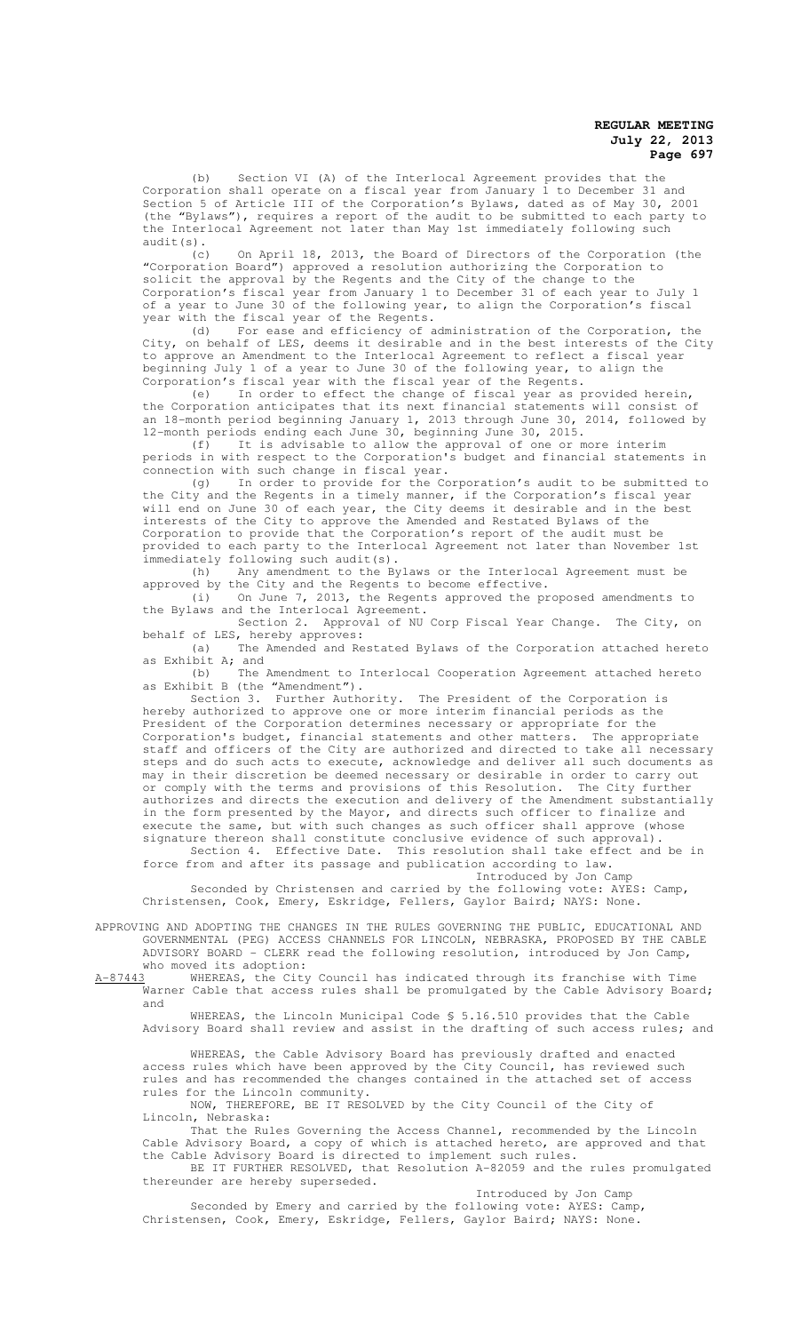(b) Section VI (A) of the Interlocal Agreement provides that the Corporation shall operate on a fiscal year from January 1 to December 31 and Section 5 of Article III of the Corporation's Bylaws, dated as of May 30, 2001 (the "Bylaws"), requires a report of the audit to be submitted to each party to the Interlocal Agreement not later than May 1st immediately following such audit(s).

(c) On April 18, 2013, the Board of Directors of the Corporation (the "Corporation Board") approved a resolution authorizing the Corporation to solicit the approval by the Regents and the City of the change to the Corporation's fiscal year from January 1 to December 31 of each year to July 1 of a year to June 30 of the following year, to align the Corporation's fiscal year with the fiscal year of the Regents.

(d) For ease and efficiency of administration of the Corporation, the City, on behalf of LES, deems it desirable and in the best interests of the City to approve an Amendment to the Interlocal Agreement to reflect a fiscal year beginning July 1 of a year to June 30 of the following year, to align the Corporation's fiscal year with the fiscal year of the Regents.

(e) In order to effect the change of fiscal year as provided herein, the Corporation anticipates that its next financial statements will consist of an 18-month period beginning January 1, 2013 through June 30, 2014, followed by 12-month periods ending each June 30, beginning June 30, 2015.

(f) It is advisable to allow the approval of one or more interim periods in with respect to the Corporation's budget and financial statements in connection with such change in fiscal year.

(g) In order to provide for the Corporation's audit to be submitted to the City and the Regents in a timely manner, if the Corporation's fiscal year will end on June 30 of each year, the City deems it desirable and in the best interests of the City to approve the Amended and Restated Bylaws of the Corporation to provide that the Corporation's report of the audit must be provided to each party to the Interlocal Agreement not later than November 1st immediately following such audit(s).

(h) Any amendment to the Bylaws or the Interlocal Agreement must be approved by the City and the Regents to become effective.

(i) On June 7, 2013, the Regents approved the proposed amendments to the Bylaws and the Interlocal Agreement.

Section 2. Approval of NU Corp Fiscal Year Change. The City, on behalf of LES, hereby approves:

(a) The Amended and Restated Bylaws of the Corporation attached hereto as Exhibit A; and

(b) The Amendment to Interlocal Cooperation Agreement attached hereto as Exhibit B (the "Amendment").

Section 3. Further Authority. The President of the Corporation is hereby authorized to approve one or more interim financial periods as the President of the Corporation determines necessary or appropriate for the Corporation's budget, financial statements and other matters. The appropriate staff and officers of the City are authorized and directed to take all necessary steps and do such acts to execute, acknowledge and deliver all such documents as may in their discretion be deemed necessary or desirable in order to carry out or comply with the terms and provisions of this Resolution. The City further authorizes and directs the execution and delivery of the Amendment substantially in the form presented by the Mayor, and directs such officer to finalize and execute the same, but with such changes as such officer shall approve (whose signature thereon shall constitute conclusive evidence of such approval).

Section 4. Effective Date. This resolution shall take effect and be in force from and after its passage and publication according to law.

Introduced by Jon Camp

Seconded by Christensen and carried by the following vote: AYES: Camp, Christensen, Cook, Emery, Eskridge, Fellers, Gaylor Baird; NAYS: None.

APPROVING AND ADOPTING THE CHANGES IN THE RULES GOVERNING THE PUBLIC, EDUCATIONAL AND GOVERNMENTAL (PEG) ACCESS CHANNELS FOR LINCOLN, NEBRASKA, PROPOSED BY THE CABLE ADVISORY BOARD - CLERK read the following resolution, introduced by Jon Camp, who moved its adoption:

A-87443 WHEREAS, the City Council has indicated through its franchise with Time Warner Cable that access rules shall be promulgated by the Cable Advisory Board; and

WHEREAS, the Lincoln Municipal Code § 5.16.510 provides that the Cable Advisory Board shall review and assist in the drafting of such access rules; and

WHEREAS, the Cable Advisory Board has previously drafted and enacted access rules which have been approved by the City Council, has reviewed such rules and has recommended the changes contained in the attached set of access rules for the Lincoln community.

NOW, THEREFORE, BE IT RESOLVED by the City Council of the City of Lincoln, Nebraska:

That the Rules Governing the Access Channel, recommended by the Lincoln Cable Advisory Board, a copy of which is attached hereto, are approved and that the Cable Advisory Board is directed to implement such rules.

BE IT FURTHER RESOLVED, that Resolution A-82059 and the rules promulgated thereunder are hereby superseded.

Introduced by Jon Camp

Seconded by Emery and carried by the following vote: AYES: Camp, Christensen, Cook, Emery, Eskridge, Fellers, Gaylor Baird; NAYS: None.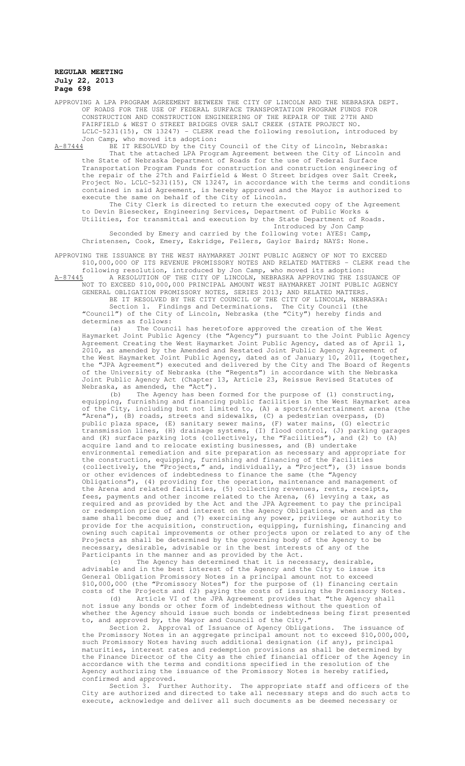APPROVING A LPA PROGRAM AGREEMENT BETWEEN THE CITY OF LINCOLN AND THE NEBRASKA DEPT. OF ROADS FOR THE USE OF FEDERAL SURFACE TRANSPORTATION PROGRAM FUNDS FOR CONSTRUCTION AND CONSTRUCTION ENGINEERING OF THE REPAIR OF THE 27TH AND FAIRFIELD & WEST O STREET BRIDGES OVER SALT CREEK (STATE PROJECT NO. LCLC-5231(15), CN 13247) - CLERK read the following resolution, introduced by Jon Camp, who moved its adoption:

A-87444 BE IT RESOLVED by the City Council of the City of Lincoln, Nebraska:

That the attached LPA Program Agreement between the City of Lincoln and the State of Nebraska Department of Roads for the use of Federal Surface Transportation Program Funds for construction and construction engineering of the repair of the 27th and Fairfield & West O Street bridges over Salt Creek, Project No. LCLC-5231(15), CN 13247, in accordance with the terms and conditions contained in said Agreement, is hereby approved and the Mayor is authorized to execute the same on behalf of the City of Lincoln.

The City Clerk is directed to return the executed copy of the Agreement to Devin Biesecker, Engineering Services, Department of Public Works & Utilities, for transmittal and execution by the State Department of Roads.

Introduced by Jon Camp

Seconded by Emery and carried by the following vote: AYES: Camp, Christensen, Cook, Emery, Eskridge, Fellers, Gaylor Baird; NAYS: None.

APPROVING THE ISSUANCE BY THE WEST HAYMARKET JOINT PUBLIC AGENCY OF NOT TO EXCEED $10,000,000 OF ITS REVENUE PROMISSORY NOTES AND RELATED MATTERS - CLERK read the following resolution, introduced by Jon Camp, who moved its adoption:

A-87445 A RESOLUTION OF THE CITY OF LINCOLN, NEBRASKA APPROVING THE ISSUANCE OF NOT TO EXCEED $10,000,000 PRINCIPAL AMOUNT WEST HAYMARKET JOINT PUBLIC AGENCY GENERAL OBLIGATION PROMISSORY NOTES, SERIES 2013; AND RELATED MATTERS.

BE IT RESOLVED BY THE CITY COUNCIL OF THE CITY OF LINCOLN, NEBRASKA:

Section 1. Findings and Determinations. The City Council (the "Council") of the City of Lincoln, Nebraska (the "City") hereby finds and determines as follows:

(a) The Council has heretofore approved the creation of the West Haymarket Joint Public Agency (the "Agency") pursuant to the Joint Public Agency Agreement Creating the West Haymarket Joint Public Agency, dated as of April 1, 2010, as amended by the Amended and Restated Joint Public Agency Agreement of the West Haymarket Joint Public Agency, dated as of January 10, 2011, (together, the "JPA Agreement") executed and delivered by the City and The Board of Regents of the University of Nebraska (the "Regents") in accordance with the Nebraska Joint Public Agency Act (Chapter 13, Article 23, Reissue Revised Statutes of Nebraska, as amended, the "Act").

(b) The Agency has been formed for the purpose of (1) constructing, equipping, furnishing and financing public facilities in the West Haymarket area of the City, including but not limited to, (A) a sports/entertainment arena (the "Arena"), (B) roads, streets and sidewalks, (C) a pedestrian overpass, (D) public plaza space, (E) sanitary sewer mains, (F) water mains, (G) electric transmission lines, (H) drainage systems, (I) flood control, (J) parking garages and (K) surface parking lots (collectively, the "Facilities"), and (2) to (A) acquire land and to relocate existing businesses, and (B) undertake environmental remediation and site preparation as necessary and appropriate for the construction, equipping, furnishing and financing of the Facilities (collectively, the "Projects," and, individually, a "Project"), (3) issue bonds or other evidences of indebtedness to finance the same (the "Agency Obligations"), (4) providing for the operation, maintenance and management of the Arena and related facilities, (5) collecting revenues, rents, receipts, fees, payments and other income related to the Arena, (6) levying a tax, as required and as provided by the Act and the JPA Agreement to pay the principal or redemption price of and interest on the Agency Obligations, when and as the same shall become due; and (7) exercising any power, privilege or authority to provide for the acquisition, construction, equipping, furnishing, financing and owning such capital improvements or other projects upon or related to any of the Projects as shall be determined by the governing body of the Agency to be necessary, desirable, advisable or in the best interests of any of the Participants in the manner and as provided by the Act.

(c) The Agency has determined that it is necessary, desirable, advisable and in the best interest of the Agency and the City to issue its General Obligation Promissory Notes in a principal amount not to exceed $10,000,000 (the "Promissory Notes") for the purpose of (1) financing certain costs of the Projects and (2) paying the costs of issuing the Promissory Notes.

(d) Article VI of the JPA Agreement provides that "the Agency shall not issue any bonds or other form of indebtedness without the question of whether the Agency should issue such bonds or indebtedness being first presented to, and approved by, the Mayor and Council of the City."

Section 2. Approval of Issuance of Agency Obligations. The issuance of the Promissory Notes in an aggregate principal amount not to exceed $10,000,000, such Promissory Notes having such additional designation (if any), principal maturities, interest rates and redemption provisions as shall be determined by the Finance Director of the City as the chief financial officer of the Agency in accordance with the terms and conditions specified in the resolution of the Agency authorizing the issuance of the Promissory Notes is hereby ratified, confirmed and approved.

Section 3. Further Authority. The appropriate staff and officers of the City are authorized and directed to take all necessary steps and do such acts to execute, acknowledge and deliver all such documents as be deemed necessary or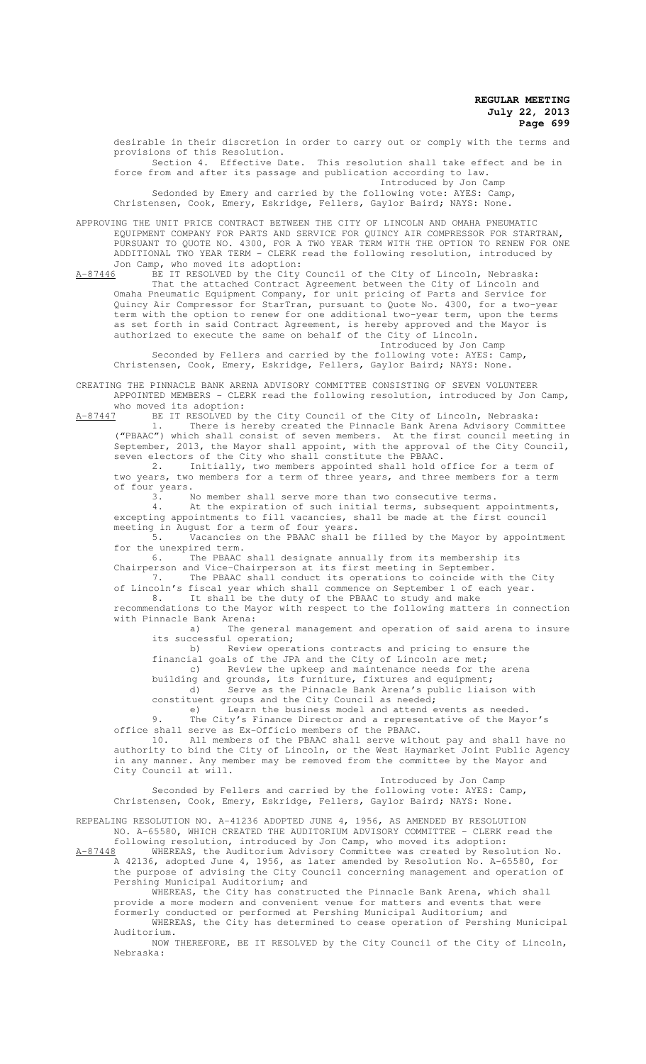desirable in their discretion in order to carry out or comply with the terms and provisions of this Resolution.

Section 4. Effective Date. This resolution shall take effect and be in force from and after its passage and publication according to law.

Introduced by Jon Camp

Sedonded by Emery and carried by the following vote: AYES: Camp, Christensen, Cook, Emery, Eskridge, Fellers, Gaylor Baird; NAYS: None.

APPROVING THE UNIT PRICE CONTRACT BETWEEN THE CITY OF LINCOLN AND OMAHA PNEUMATIC EQUIPMENT COMPANY FOR PARTS AND SERVICE FOR QUINCY AIR COMPRESSOR FOR STARTRAN, PURSUANT TO QUOTE NO. 4300, FOR A TWO YEAR TERM WITH THE OPTION TO RENEW FOR ONE ADDITIONAL TWO YEAR TERM - CLERK read the following resolution, introduced by Jon Camp, who moved its adoption:

A-87446 BE IT RESOLVED by the City Council of the City of Lincoln, Nebraska:

That the attached Contract Agreement between the City of Lincoln and Omaha Pneumatic Equipment Company, for unit pricing of Parts and Service for Quincy Air Compressor for StarTran, pursuant to Quote No. 4300, for a two-year term with the option to renew for one additional two-year term, upon the terms as set forth in said Contract Agreement, is hereby approved and the Mayor is authorized to execute the same on behalf of the City of Lincoln.

Introduced by Jon Camp

Seconded by Fellers and carried by the following vote: AYES: Camp, Christensen, Cook, Emery, Eskridge, Fellers, Gaylor Baird; NAYS: None.

CREATING THE PINNACLE BANK ARENA ADVISORY COMMITTEE CONSISTING OF SEVEN VOLUNTEER APPOINTED MEMBERS - CLERK read the following resolution, introduced by Jon Camp, who moved its adoption:

A-87447 BE IT RESOLVED by the City Council of the City of Lincoln, Nebraska:

1. There is hereby created the Pinnacle Bank Arena Advisory Committee ("PBAAC") which shall consist of seven members. At the first council meeting in September, 2013, the Mayor shall appoint, with the approval of the City Council, seven electors of the City who shall constitute the PBAAC.
2. Initially, two members appointed shall hold office for a term of two years, two members for a term of three years, and three members for a term of four years.
3. No member shall serve more than two consecutive terms.
4. At the expiration of such initial terms, subsequent appointments, excepting appointments to fill vacancies, shall be made at the first council meeting in August for a term of four years.
5. Vacancies on the PBAAC shall be filled by the Mayor by appointment for the unexpired term.
6. The PBAAC shall designate annually from its membership its Chairperson and Vice-Chairperson at its first meeting in September.
7. The PBAAC shall conduct its operations to coincide with the City of Lincoln's fiscal year which shall commence on September 1 of each year.
8. It shall be the duty of the PBAAC to study and make recommendations to the Mayor with respect to the following matters in connection with Pinnacle Bank Arena:
   a) The general management and operation of said arena to insure its successful operation;
   b) Review operations contracts and pricing to ensure the financial goals of the JPA and the City of Lincoln are met;
   c) Review the upkeep and maintenance needs for the arena building and grounds, its furniture, fixtures and equipment;
   d) Serve as the Pinnacle Bank Arena's public liaison with constituent groups and the City Council as needed;
   e) Learn the business model and attend events as needed.
9. The City's Finance Director and a representative of the Mayor's office shall serve as Ex-Officio members of the PBAAC.
10. All members of the PBAAC shall serve without pay and shall have no authority to bind the City of Lincoln, or the West Haymarket Joint Public Agency in any manner. Any member may be removed from the committee by the Mayor and City Council at will.

Introduced by Jon Camp

Seconded by Fellers and carried by the following vote: AYES: Camp, Christensen, Cook, Emery, Eskridge, Fellers, Gaylor Baird; NAYS: None.

REPEALING RESOLUTION NO. A-41236 ADOPTED JUNE 4, 1956, AS AMENDED BY RESOLUTION NO. A-65580, WHICH CREATED THE AUDITORIUM ADVISORY COMMITTEE - CLERK read the following resolution, introduced by Jon Camp, who moved its adoption:

A-87448 WHEREAS, the Auditorium Advisory Committee was created by Resolution No. A 42136, adopted June 4, 1956, as later amended by Resolution No. A-65580, for the purpose of advising the City Council concerning management and operation of Pershing Municipal Auditorium; and

WHEREAS, the City has constructed the Pinnacle Bank Arena, which shall provide a more modern and convenient venue for matters and events that were formerly conducted or performed at Pershing Municipal Auditorium; and

WHEREAS, the City has determined to cease operation of Pershing Municipal Auditorium.

NOW THEREFORE, BE IT RESOLVED by the City Council of the City of Lincoln, Nebraska: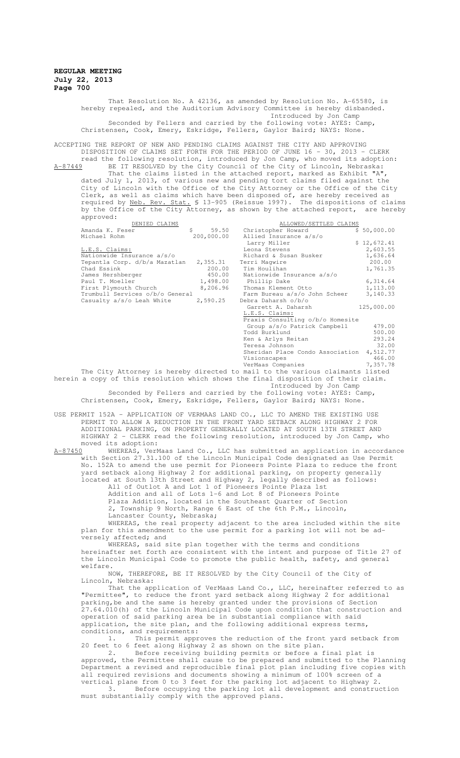That Resolution No. A 42136, as amended by Resolution No. A-65580, is hereby repealed, and the Auditorium Advisory Committee is hereby disbanded.

Introduced by Jon Camp

Seconded by Fellers and carried by the following vote: AYES: Camp, Christensen, Cook, Emery, Eskridge, Fellers, Gaylor Baird; NAYS: None.

ACCEPTING THE REPORT OF NEW AND PENDING CLAIMS AGAINST THE CITY AND APPROVING DISPOSITION OF CLAIMS SET FORTH FOR THE PERIOD OF JUNE 16 - 30, 2013 - CLERK read the following resolution, introduced by Jon Camp, who moved its adoption:

A-87449 BE IT RESOLVED by the City Council of the City of Lincoln, Nebraska:

That the claims listed in the attached report, marked as Exhibit "A", dated July 1, 2013, of various new and pending tort claims filed against the City of Lincoln with the Office of the City Attorney or the Office of the City Clerk, as well as claims which have been disposed of, are hereby received as required by Neb. Rev. Stat. § 13-905 (Reissue 1997). The dispositions of claims by the Office of the City Attorney, as shown by the attached report, are hereby approved:

| DENIED CLAIMS | | ALLOWED/SETTLED CLAIMS | |
|---|---|---|---|
| Amanda K. Feser | $ 59.50 | Christopher Howard | $ 50,000.00 |
| Michael Rohm | 200,000.00 | Allied Insurance a/s/o Larry Miller | $ 12,672.41 |
| L.E.S. Claims: | | Leona Stevens | 2,603.55 |
| Nationwide Insurance a/s/o Tepantla Corp. d/b/a Mazatlan | 2,355.31 | Richard & Susan Busker | 1,636.64 |
| Chad Essink | 200.00 | Terri Magwire | 200.00 |
| James Hershberger | 450.00 | Tim Houlihan | 1,761.35 |
| Paul T. Moeller | 1,498.00 | Nationwide Insurance a/s/o Phillip Dake | 6,314.64 |
| First Plymouth Church | 8,206.96 | Thomas Klement Otto | 1,113.00 |
| Trumbull Services o/b/o General Casualty a/s/o Leah White | 2,590.25 | Farm Bureau a/s/o John Scheer | 3,140.33 |
| | | Debra Daharsh o/b/o Garrett A. Daharsh | 125,000.00 |
| | | L.E.S. Claims: | |
| | | Praxis Consulting o/b/o Homesite Group a/s/o Patrick Campbell | 479.00 |
| | | Todd Burklund | 500.00 |
| | | Ken & Arlys Reitan | 293.24 |
| | | Teresa Johnson | 32.00 |
| | | Sheridan Place Condo Association | 4,512.77 |
| | | Visionscapes | 466.00 |
| | | VerMaas Companies | 7,357.78 |

The City Attorney is hereby directed to mail to the various claimants listed herein a copy of this resolution which shows the final disposition of their claim.

Introduced by Jon Camp

Seconded by Fellers and carried by the following vote: AYES: Camp, Christensen, Cook, Emery, Eskridge, Fellers, Gaylor Baird; NAYS: None.

USE PERMIT 152A - APPLICATION OF VERMAAS LAND CO., LLC TO AMEND THE EXISTING USE PERMIT TO ALLOW A REDUCTION IN THE FRONT YARD SETBACK ALONG HIGHWAY 2 FOR ADDITIONAL PARKING, ON PROPERTY GENERALLY LOCATED AT SOUTH 13TH STREET AND HIGHWAY 2 - CLERK read the following resolution, introduced by Jon Camp, who moved its adoption:

A-87450 WHEREAS, VerMaas Land Co., LLC has submitted an application in accordance with Section 27.31.100 of the Lincoln Municipal Code designated as Use Permit No. 152A to amend the use permit for Pioneers Pointe Plaza to reduce the front yard setback along Highway 2 for additional parking, on property generally located at South 13th Street and Highway 2, legally described as follows:

All of Outlot A and Lot 1 of Pioneers Pointe Plaza 1st Addition and all of Lots 1-6 and Lot 8 of Pioneers Pointe Plaza Addition, located in the Southeast Quarter of Section 2, Township 9 North, Range 6 East of the 6th P.M., Lincoln, Lancaster County, Nebraska;

WHEREAS, the real property adjacent to the area included within the site plan for this amendment to the use permit for a parking lot will not be adversely affected; and

WHEREAS, said site plan together with the terms and conditions hereinafter set forth are consistent with the intent and purpose of Title 27 of the Lincoln Municipal Code to promote the public health, safety, and general welfare.

NOW, THEREFORE, BE IT RESOLVED by the City Council of the City of Lincoln, Nebraska:

That the application of VerMaas Land Co., LLC, hereinafter referred to as "Permittee", to reduce the front yard setback along Highway 2 for additional parking,be and the same is hereby granted under the provisions of Section 27.64.010(h) of the Lincoln Municipal Code upon condition that construction and operation of said parking area be in substantial compliance with said application, the site plan, and the following additional express terms, conditions, and requirements:

1. This permit approves the reduction of the front yard setback from 20 feet to 6 feet along Highway 2 as shown on the site plan.
2. Before receiving building permits or before a final plat is approved, the Permittee shall cause to be prepared and submitted to the Planning Department a revised and reproducible final plot plan including five copies with all required revisions and documents showing a minimum of 100% screen of a vertical plane from 0 to 3 feet for the parking lot adjacent to Highway 2.
3. Before occupying the parking lot all development and construction must substantially comply with the approved plans.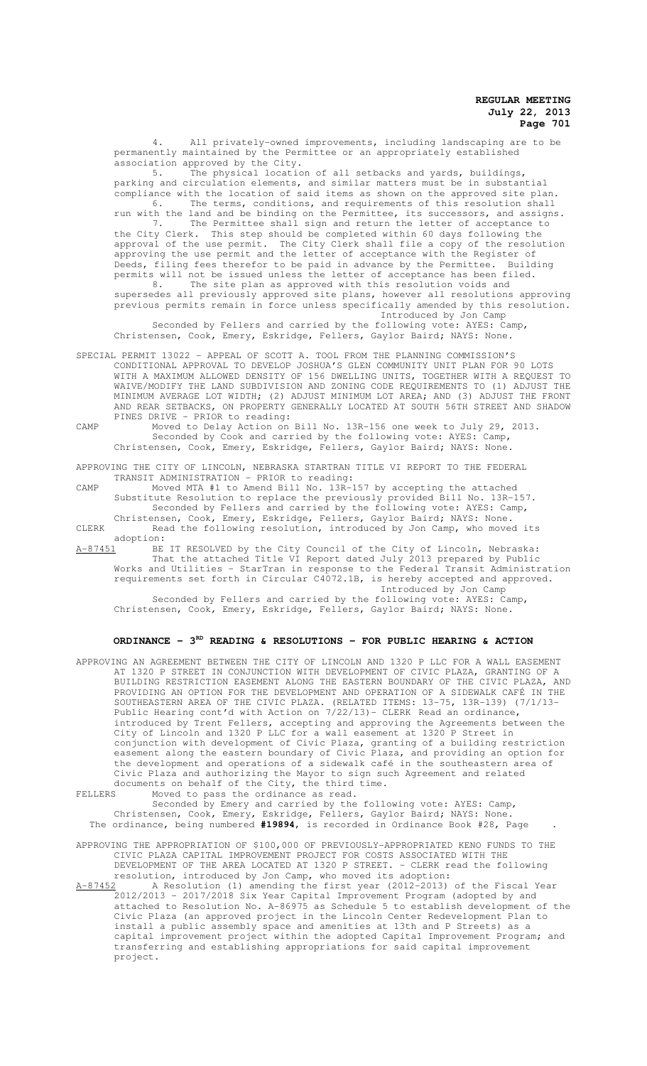4. All privately-owned improvements, including landscaping are to be permanently maintained by the Permittee or an appropriately established association approved by the City.

5. The physical location of all setbacks and yards, buildings, parking and circulation elements, and similar matters must be in substantial compliance with the location of said items as shown on the approved site plan.

6. The terms, conditions, and requirements of this resolution shall run with the land and be binding on the Permittee, its successors, and assigns.

7. The Permittee shall sign and return the letter of acceptance to the City Clerk. This step should be completed within 60 days following the approval of the use permit. The City Clerk shall file a copy of the resolution approving the use permit and the letter of acceptance with the Register of Deeds, filing fees therefor to be paid in advance by the Permittee. Building permits will not be issued unless the letter of acceptance has been filed.

8. The site plan as approved with this resolution voids and supersedes all previously approved site plans, however all resolutions approving previous permits remain in force unless specifically amended by this resolution.

Introduced by Jon Camp

Seconded by Fellers and carried by the following vote: AYES: Camp, Christensen, Cook, Emery, Eskridge, Fellers, Gaylor Baird; NAYS: None.

SPECIAL PERMIT 13022 – APPEAL OF SCOTT A. TOOL FROM THE PLANNING COMMISSION'S CONDITIONAL APPROVAL TO DEVELOP JOSHUA'S GLEN COMMUNITY UNIT PLAN FOR 90 LOTS WITH A MAXIMUM ALLOWED DENSITY OF 156 DWELLING UNITS, TOGETHER WITH A REQUEST TO WAIVE/MODIFY THE LAND SUBDIVISION AND ZONING CODE REQUIREMENTS TO (1) ADJUST THE MINIMUM AVERAGE LOT WIDTH; (2) ADJUST MINIMUM LOT AREA; AND (3) ADJUST THE FRONT AND REAR SETBACKS, ON PROPERTY GENERALLY LOCATED AT SOUTH 56TH STREET AND SHADOW PINES DRIVE - PRIOR to reading:

CAMP Moved to Delay Action on Bill No. 13R-156 one week to July 29, 2013.

Seconded by Cook and carried by the following vote: AYES: Camp, Christensen, Cook, Emery, Eskridge, Fellers, Gaylor Baird; NAYS: None.

APPROVING THE CITY OF LINCOLN, NEBRASKA STARTRAN TITLE VI REPORT TO THE FEDERAL TRANSIT ADMINISTRATION - PRIOR to reading:

CAMP Moved MTA #1 to Amend Bill No. 13R-157 by accepting the attached Substitute Resolution to replace the previously provided Bill No. 13R-157.

Seconded by Fellers and carried by the following vote: AYES: Camp, Christensen, Cook, Emery, Eskridge, Fellers, Gaylor Baird; NAYS: None.

CLERK Read the following resolution, introduced by Jon Camp, who moved its adoption:

A-87451 BE IT RESOLVED by the City Council of the City of Lincoln, Nebraska: That the attached Title VI Report dated July 2013 prepared by Public Works and Utilities - StarTran in response to the Federal Transit Administration requirements set forth in Circular C4072.1B, is hereby accepted and approved.

Introduced by Jon Camp

Seconded by Fellers and carried by the following vote: AYES: Camp, Christensen, Cook, Emery, Eskridge, Fellers, Gaylor Baird; NAYS: None.

## ORDINANCE – 3RD READING & RESOLUTIONS – FOR PUBLIC HEARING & ACTION

APPROVING AN AGREEMENT BETWEEN THE CITY OF LINCOLN AND 1320 P LLC FOR A WALL EASEMENT AT 1320 P STREET IN CONJUNCTION WITH DEVELOPMENT OF CIVIC PLAZA, GRANTING OF A BUILDING RESTRICTION EASEMENT ALONG THE EASTERN BOUNDARY OF THE CIVIC PLAZA, AND PROVIDING AN OPTION FOR THE DEVELOPMENT AND OPERATION OF A SIDEWALK CAFÉ IN THE SOUTHEASTERN AREA OF THE CIVIC PLAZA. (RELATED ITEMS: 13-75, 13R-139) (7/1/13- Public Hearing cont'd with Action on 7/22/13)- CLERK Read an ordinance, introduced by Trent Fellers, accepting and approving the Agreements between the City of Lincoln and 1320 P LLC for a wall easement at 1320 P Street in conjunction with development of Civic Plaza, granting of a building restriction easement along the eastern boundary of Civic Plaza, and providing an option for the development and operations of a sidewalk café in the southeastern area of Civic Plaza and authorizing the Mayor to sign such Agreement and related documents on behalf of the City, the third time.

FELLERS Moved to pass the ordinance as read.

Seconded by Emery and carried by the following vote: AYES: Camp, Christensen, Cook, Emery, Eskridge, Fellers, Gaylor Baird; NAYS: None.

The ordinance, being numbered **#19894**, is recorded in Ordinance Book #28, Page .

APPROVING THE APPROPRIATION OF $100,000 OF PREVIOUSLY-APPROVED KENO FUNDS TO THE CIVIC PLAZA CAPITAL IMPROVEMENT PROJECT FOR COSTS ASSOCIATED WITH THE DEVELOPMENT OF THE AREA LOCATED AT 1320 P STREET. - CLERK read the following resolution, introduced by Jon Camp, who moved its adoption:

A-87452 A Resolution (1) amending the first year (2012-2013) of the Fiscal Year 2012/2013 - 2017/2018 Six Year Capital Improvement Program (adopted by and attached to Resolution No. A-86975 as Schedule 5 to establish development of the Civic Plaza (an approved project in the Lincoln Center Redevelopment Plan to install a public assembly space and amenities at 13th and P Streets) as a capital improvement project within the adopted Capital Improvement Program; and transferring and establishing appropriations for said capital improvement project.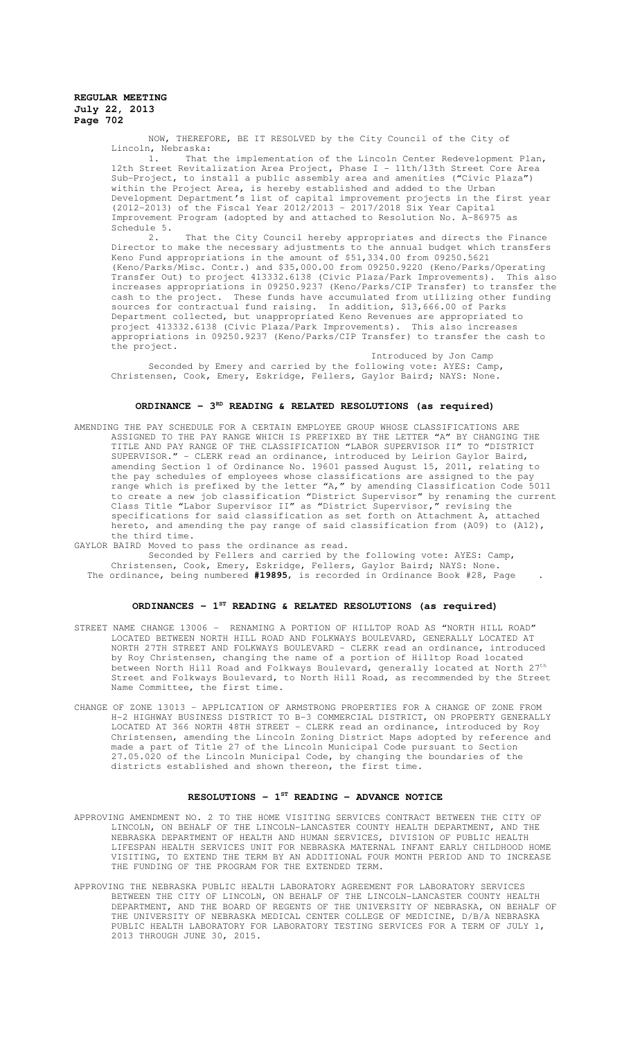NOW, THEREFORE, BE IT RESOLVED by the City Council of the City of Lincoln, Nebraska:

1. That the implementation of the Lincoln Center Redevelopment Plan, 12th Street Revitalization Area Project, Phase I - 11th/13th Street Core Area Sub-Project, to install a public assembly area and amenities ("Civic Plaza") within the Project Area, is hereby established and added to the Urban Development Department's list of capital improvement projects in the first year (2012-2013) of the Fiscal Year 2012/2013 - 2017/2018 Six Year Capital Improvement Program (adopted by and attached to Resolution No. A-86975 as Schedule 5.

2. That the City Council hereby appropriates and directs the Finance Director to make the necessary adjustments to the annual budget which transfers Keno Fund appropriations in the amount of $51,334.00 from 09250.5621 (Keno/Parks/Misc. Contr.) and $35,000.00 from 09250.9220 (Keno/Parks/Operating Transfer Out) to project 413332.6138 (Civic Plaza/Park Improvements). This also increases appropriations in 09250.9237 (Keno/Parks/CIP Transfer) to transfer the cash to the project. These funds have accumulated from utilizing other funding sources for contractual fund raising. In addition, $13,666.00 of Parks Department collected, but unappropriated Keno Revenues are appropriated to project 413332.6138 (Civic Plaza/Park Improvements). This also increases appropriations in 09250.9237 (Keno/Parks/CIP Transfer) to transfer the cash to the project.

Introduced by Jon Camp

Seconded by Emery and carried by the following vote: AYES: Camp, Christensen, Cook, Emery, Eskridge, Fellers, Gaylor Baird; NAYS: None.

## ORDINANCE – 3RD READING & RELATED RESOLUTIONS (as required)

AMENDING THE PAY SCHEDULE FOR A CERTAIN EMPLOYEE GROUP WHOSE CLASSIFICATIONS ARE ASSIGNED TO THE PAY RANGE WHICH IS PREFIXED BY THE LETTER "A" BY CHANGING THE TITLE AND PAY RANGE OF THE CLASSIFICATION "LABOR SUPERVISOR II" TO "DISTRICT SUPERVISOR." - CLERK read an ordinance, introduced by Leirion Gaylor Baird, amending Section 1 of Ordinance No. 19601 passed August 15, 2011, relating to the pay schedules of employees whose classifications are assigned to the pay range which is prefixed by the letter "A," by amending Classification Code 5011 to create a new job classification "District Supervisor" by renaming the current Class Title "Labor Supervisor II" as "District Supervisor," revising the specifications for said classification as set forth on Attachment A, attached hereto, and amending the pay range of said classification from (A09) to (A12), the third time.

GAYLOR BAIRD Moved to pass the ordinance as read.

Seconded by Fellers and carried by the following vote: AYES: Camp, Christensen, Cook, Emery, Eskridge, Fellers, Gaylor Baird; NAYS: None.

The ordinance, being numbered **#19895**, is recorded in Ordinance Book #28, Page .

## ORDINANCES – 1ST READING & RELATED RESOLUTIONS (as required)

STREET NAME CHANGE 13006 - RENAMING A PORTION OF HILLTOP ROAD AS "NORTH HILL ROAD" LOCATED BETWEEN NORTH HILL ROAD AND FOLKWAYS BOULEVARD, GENERALLY LOCATED AT NORTH 27TH STREET AND FOLKWAYS BOULEVARD - CLERK read an ordinance, introduced by Roy Christensen, changing the name of a portion of Hilltop Road located between North Hill Road and Folkways Boulevard, generally located at North 27th Street and Folkways Boulevard, to North Hill Road, as recommended by the Street Name Committee, the first time.

CHANGE OF ZONE 13013 - APPLICATION OF ARMSTRONG PROPERTIES FOR A CHANGE OF ZONE FROM H-2 HIGHWAY BUSINESS DISTRICT TO B-3 COMMERCIAL DISTRICT, ON PROPERTY GENERALLY LOCATED AT 366 NORTH 48TH STREET - CLERK read an ordinance, introduced by Roy Christensen, amending the Lincoln Zoning District Maps adopted by reference and made a part of Title 27 of the Lincoln Municipal Code pursuant to Section 27.05.020 of the Lincoln Municipal Code, by changing the boundaries of the districts established and shown thereon, the first time.

## RESOLUTIONS – 1ST READING – ADVANCE NOTICE

APPROVING AMENDMENT NO. 2 TO THE HOME VISITING SERVICES CONTRACT BETWEEN THE CITY OF LINCOLN, ON BEHALF OF THE LINCOLN-LANCASTER COUNTY HEALTH DEPARTMENT, AND THE NEBRASKA DEPARTMENT OF HEALTH AND HUMAN SERVICES, DIVISION OF PUBLIC HEALTH LIFESPAN HEALTH SERVICES UNIT FOR NEBRASKA MATERNAL INFANT EARLY CHILDHOOD HOME VISITING, TO EXTEND THE TERM BY AN ADDITIONAL FOUR MONTH PERIOD AND TO INCREASE THE FUNDING OF THE PROGRAM FOR THE EXTENDED TERM.

APPROVING THE NEBRASKA PUBLIC HEALTH LABORATORY AGREEMENT FOR LABORATORY SERVICES BETWEEN THE CITY OF LINCOLN, ON BEHALF OF THE LINCOLN-LANCASTER COUNTY HEALTH DEPARTMENT, AND THE BOARD OF REGENTS OF THE UNIVERSITY OF NEBRASKA, ON BEHALF OF THE UNIVERSITY OF NEBRASKA MEDICAL CENTER COLLEGE OF MEDICINE, D/B/A NEBRASKA PUBLIC HEALTH LABORATORY FOR LABORATORY TESTING SERVICES FOR A TERM OF JULY 1, 2013 THROUGH JUNE 30, 2015.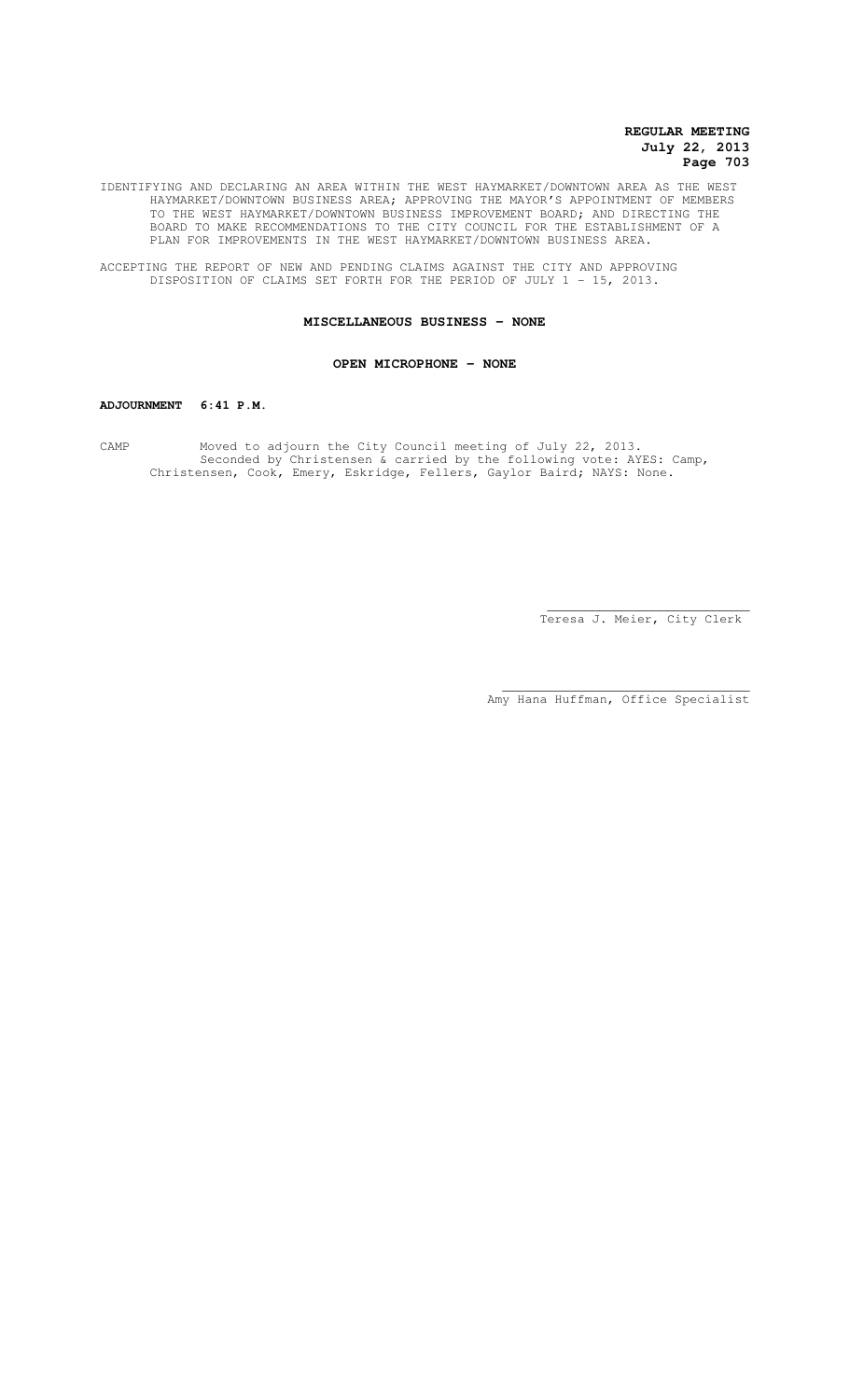IDENTIFYING AND DECLARING AN AREA WITHIN THE WEST HAYMARKET/DOWNTOWN AREA AS THE WEST HAYMARKET/DOWNTOWN BUSINESS AREA; APPROVING THE MAYOR'S APPOINTMENT OF MEMBERS TO THE WEST HAYMARKET/DOWNTOWN BUSINESS IMPROVEMENT BOARD; AND DIRECTING THE BOARD TO MAKE RECOMMENDATIONS TO THE CITY COUNCIL FOR THE ESTABLISHMENT OF A PLAN FOR IMPROVEMENTS IN THE WEST HAYMARKET/DOWNTOWN BUSINESS AREA.

ACCEPTING THE REPORT OF NEW AND PENDING CLAIMS AGAINST THE CITY AND APPROVING DISPOSITION OF CLAIMS SET FORTH FOR THE PERIOD OF JULY 1 - 15, 2013.

**MISCELLANEOUS BUSINESS - NONE**

**OPEN MICROPHONE - NONE**

**ADJOURNMENT 6:41 P.M.**

CAMP Moved to adjourn the City Council meeting of July 22, 2013.
Seconded by Christensen & carried by the following vote: AYES: Camp, Christensen, Cook, Emery, Eskridge, Fellers, Gaylor Baird; NAYS: None.

Teresa J. Meier, City Clerk

Amy Hana Huffman, Office Specialist